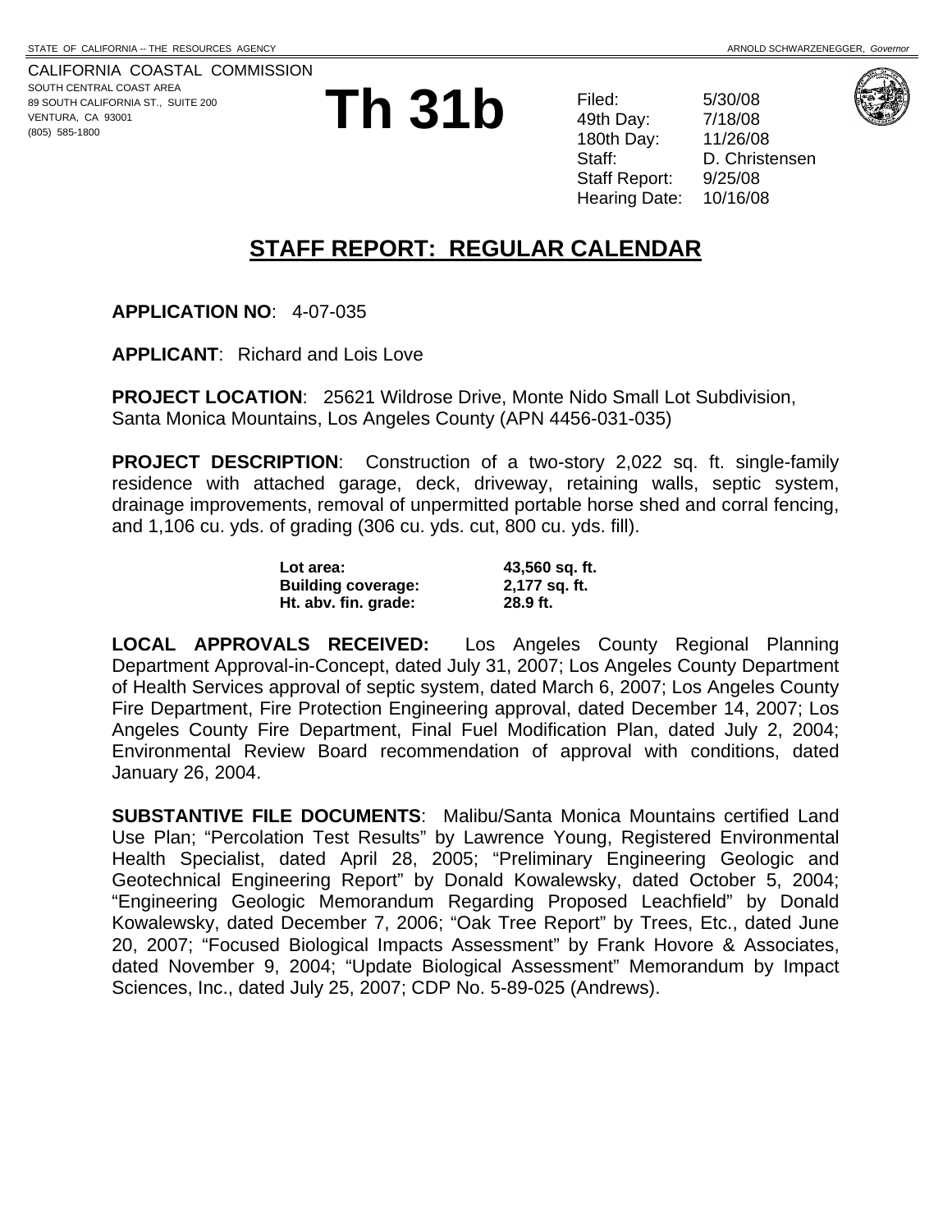STATE OF CALIFORNIA -- THE RESOURCES AGENCY ARNOLD SCHWARZENEGGER, *Governor*

CALIFORNIA COASTAL COMMISSION
SOUTH CENTRAL COAST AREA
89 SOUTH CALIFORNIA ST., SUITE 200
VENTURA, CA 93001
(805) 585-1800

# Th 31b

| | |
|---|---|
| Filed: | 5/30/08 |
| 49th Day: | 7/18/08 |
| 180th Day: | 11/26/08 |
| Staff: | D. Christensen |
| Staff Report: | 9/25/08 |
| Hearing Date: | 10/16/08 |

## STAFF REPORT: REGULAR CALENDAR

**APPLICATION NO**: 4-07-035

**APPLICANT**: Richard and Lois Love

**PROJECT LOCATION**: 25621 Wildrose Drive, Monte Nido Small Lot Subdivision, Santa Monica Mountains, Los Angeles County (APN 4456-031-035)

**PROJECT DESCRIPTION**: Construction of a two-story 2,022 sq. ft. single-family residence with attached garage, deck, driveway, retaining walls, septic system, drainage improvements, removal of unpermitted portable horse shed and corral fencing, and 1,106 cu. yds. of grading (306 cu. yds. cut, 800 cu. yds. fill).

| | |
|---|---|
| **Lot area:** | **43,560 sq. ft.** |
| **Building coverage:** | **2,177 sq. ft.** |
| **Ht. abv. fin. grade:** | **28.9 ft.** |

**LOCAL APPROVALS RECEIVED:** Los Angeles County Regional Planning Department Approval-in-Concept, dated July 31, 2007; Los Angeles County Department of Health Services approval of septic system, dated March 6, 2007; Los Angeles County Fire Department, Fire Protection Engineering approval, dated December 14, 2007; Los Angeles County Fire Department, Final Fuel Modification Plan, dated July 2, 2004; Environmental Review Board recommendation of approval with conditions, dated January 26, 2004.

**SUBSTANTIVE FILE DOCUMENTS**: Malibu/Santa Monica Mountains certified Land Use Plan; "Percolation Test Results" by Lawrence Young, Registered Environmental Health Specialist, dated April 28, 2005; "Preliminary Engineering Geologic and Geotechnical Engineering Report" by Donald Kowalewsky, dated October 5, 2004; "Engineering Geologic Memorandum Regarding Proposed Leachfield" by Donald Kowalewsky, dated December 7, 2006; "Oak Tree Report" by Trees, Etc., dated June 20, 2007; "Focused Biological Impacts Assessment" by Frank Hovore & Associates, dated November 9, 2004; "Update Biological Assessment" Memorandum by Impact Sciences, Inc., dated July 25, 2007; CDP No. 5-89-025 (Andrews).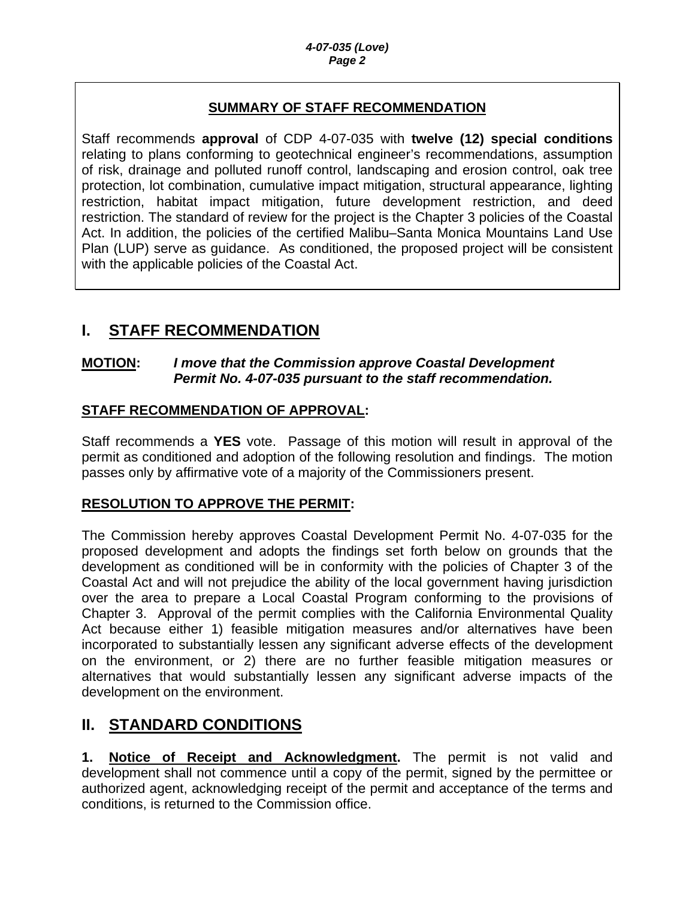## SUMMARY OF STAFF RECOMMENDATION

Staff recommends **approval** of CDP 4-07-035 with **twelve (12) special conditions** relating to plans conforming to geotechnical engineer's recommendations, assumption of risk, drainage and polluted runoff control, landscaping and erosion control, oak tree protection, lot combination, cumulative impact mitigation, structural appearance, lighting restriction, habitat impact mitigation, future development restriction, and deed restriction. The standard of review for the project is the Chapter 3 policies of the Coastal Act. In addition, the policies of the certified Malibu–Santa Monica Mountains Land Use Plan (LUP) serve as guidance. As conditioned, the proposed project will be consistent with the applicable policies of the Coastal Act.

# I. STAFF RECOMMENDATION

**MOTION:** ***I move that the Commission approve Coastal Development Permit No. 4-07-035 pursuant to the staff recommendation.***

**STAFF RECOMMENDATION OF APPROVAL:**

Staff recommends a **YES** vote. Passage of this motion will result in approval of the permit as conditioned and adoption of the following resolution and findings. The motion passes only by affirmative vote of a majority of the Commissioners present.

**RESOLUTION TO APPROVE THE PERMIT:**

The Commission hereby approves Coastal Development Permit No. 4-07-035 for the proposed development and adopts the findings set forth below on grounds that the development as conditioned will be in conformity with the policies of Chapter 3 of the Coastal Act and will not prejudice the ability of the local government having jurisdiction over the area to prepare a Local Coastal Program conforming to the provisions of Chapter 3. Approval of the permit complies with the California Environmental Quality Act because either 1) feasible mitigation measures and/or alternatives have been incorporated to substantially lessen any significant adverse effects of the development on the environment, or 2) there are no further feasible mitigation measures or alternatives that would substantially lessen any significant adverse impacts of the development on the environment.

# II. STANDARD CONDITIONS

**1. Notice of Receipt and Acknowledgment.** The permit is not valid and development shall not commence until a copy of the permit, signed by the permittee or authorized agent, acknowledging receipt of the permit and acceptance of the terms and conditions, is returned to the Commission office.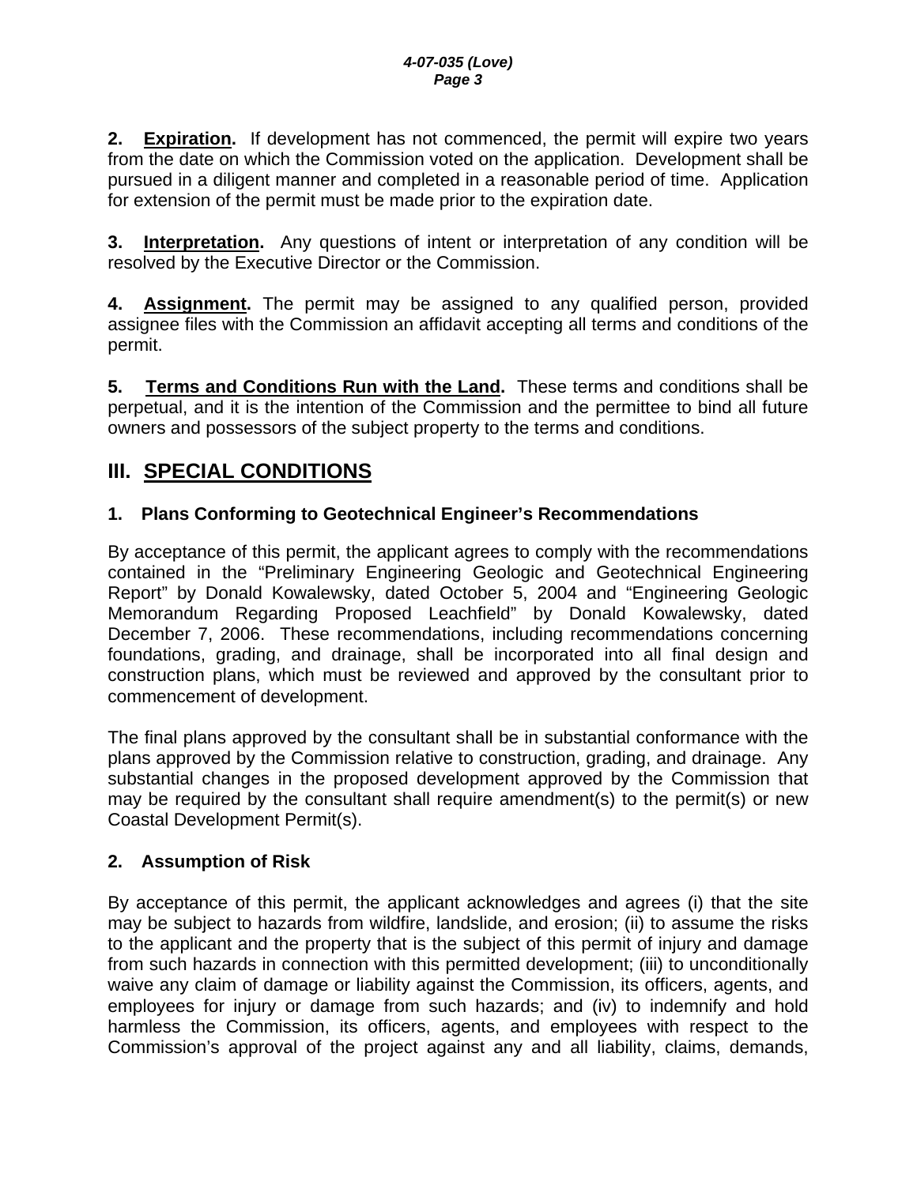**2. Expiration.** If development has not commenced, the permit will expire two years from the date on which the Commission voted on the application. Development shall be pursued in a diligent manner and completed in a reasonable period of time. Application for extension of the permit must be made prior to the expiration date.

**3. Interpretation.** Any questions of intent or interpretation of any condition will be resolved by the Executive Director or the Commission.

**4. Assignment.** The permit may be assigned to any qualified person, provided assignee files with the Commission an affidavit accepting all terms and conditions of the permit.

**5. Terms and Conditions Run with the Land.** These terms and conditions shall be perpetual, and it is the intention of the Commission and the permittee to bind all future owners and possessors of the subject property to the terms and conditions.

## III. SPECIAL CONDITIONS

### 1. Plans Conforming to Geotechnical Engineer's Recommendations

By acceptance of this permit, the applicant agrees to comply with the recommendations contained in the "Preliminary Engineering Geologic and Geotechnical Engineering Report" by Donald Kowalewsky, dated October 5, 2004 and "Engineering Geologic Memorandum Regarding Proposed Leachfield" by Donald Kowalewsky, dated December 7, 2006. These recommendations, including recommendations concerning foundations, grading, and drainage, shall be incorporated into all final design and construction plans, which must be reviewed and approved by the consultant prior to commencement of development.

The final plans approved by the consultant shall be in substantial conformance with the plans approved by the Commission relative to construction, grading, and drainage. Any substantial changes in the proposed development approved by the Commission that may be required by the consultant shall require amendment(s) to the permit(s) or new Coastal Development Permit(s).

### 2. Assumption of Risk

By acceptance of this permit, the applicant acknowledges and agrees (i) that the site may be subject to hazards from wildfire, landslide, and erosion; (ii) to assume the risks to the applicant and the property that is the subject of this permit of injury and damage from such hazards in connection with this permitted development; (iii) to unconditionally waive any claim of damage or liability against the Commission, its officers, agents, and employees for injury or damage from such hazards; and (iv) to indemnify and hold harmless the Commission, its officers, agents, and employees with respect to the Commission's approval of the project against any and all liability, claims, demands,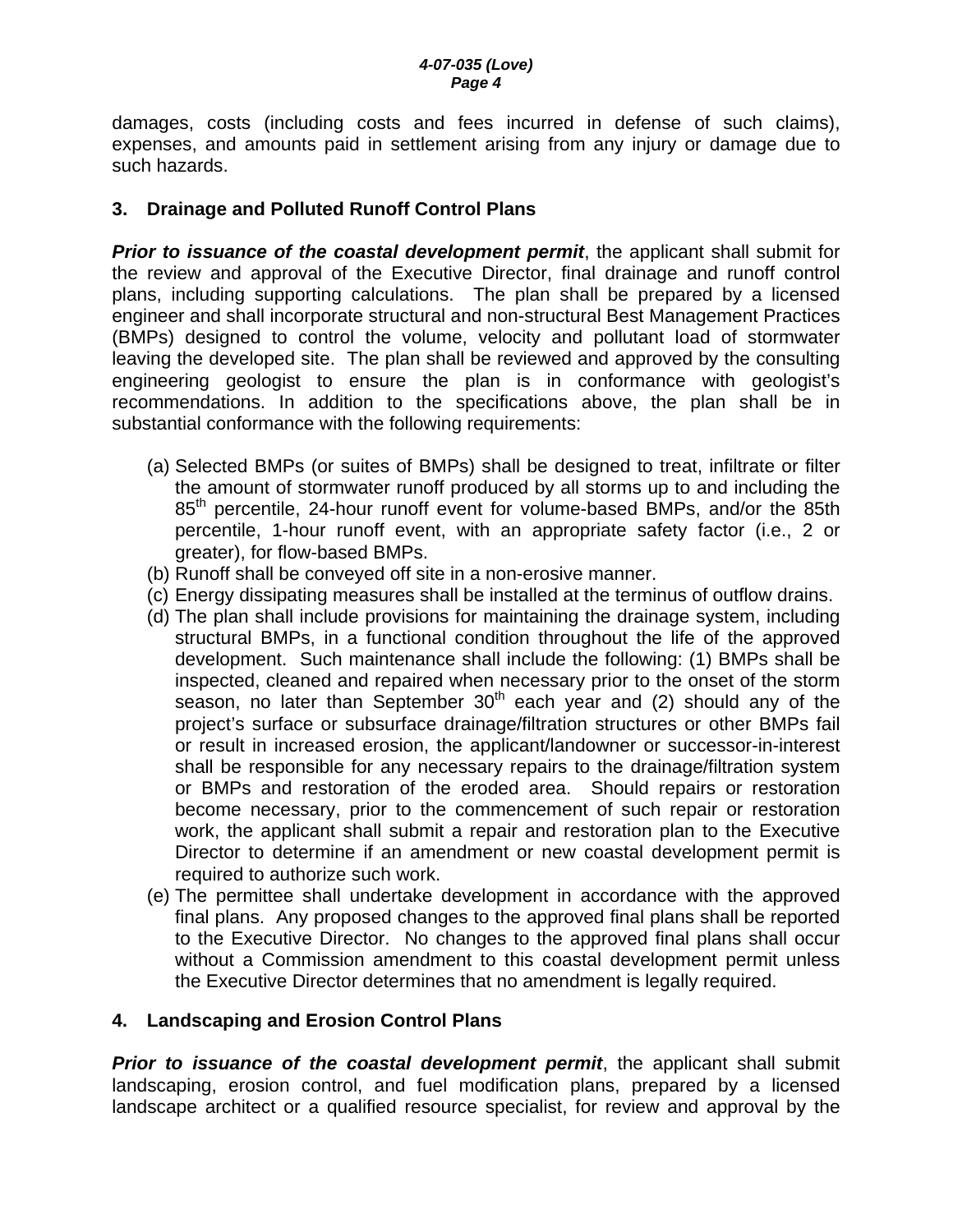damages, costs (including costs and fees incurred in defense of such claims), expenses, and amounts paid in settlement arising from any injury or damage due to such hazards.

### 3. Drainage and Polluted Runoff Control Plans

***Prior to issuance of the coastal development permit***, the applicant shall submit for the review and approval of the Executive Director, final drainage and runoff control plans, including supporting calculations. The plan shall be prepared by a licensed engineer and shall incorporate structural and non-structural Best Management Practices (BMPs) designed to control the volume, velocity and pollutant load of stormwater leaving the developed site. The plan shall be reviewed and approved by the consulting engineering geologist to ensure the plan is in conformance with geologist's recommendations. In addition to the specifications above, the plan shall be in substantial conformance with the following requirements:

(a) Selected BMPs (or suites of BMPs) shall be designed to treat, infiltrate or filter the amount of stormwater runoff produced by all storms up to and including the 85th percentile, 24-hour runoff event for volume-based BMPs, and/or the 85th percentile, 1-hour runoff event, with an appropriate safety factor (i.e., 2 or greater), for flow-based BMPs.

(b) Runoff shall be conveyed off site in a non-erosive manner.

(c) Energy dissipating measures shall be installed at the terminus of outflow drains.

(d) The plan shall include provisions for maintaining the drainage system, including structural BMPs, in a functional condition throughout the life of the approved development. Such maintenance shall include the following: (1) BMPs shall be inspected, cleaned and repaired when necessary prior to the onset of the storm season, no later than September 30th each year and (2) should any of the project's surface or subsurface drainage/filtration structures or other BMPs fail or result in increased erosion, the applicant/landowner or successor-in-interest shall be responsible for any necessary repairs to the drainage/filtration system or BMPs and restoration of the eroded area. Should repairs or restoration become necessary, prior to the commencement of such repair or restoration work, the applicant shall submit a repair and restoration plan to the Executive Director to determine if an amendment or new coastal development permit is required to authorize such work.

(e) The permittee shall undertake development in accordance with the approved final plans. Any proposed changes to the approved final plans shall be reported to the Executive Director. No changes to the approved final plans shall occur without a Commission amendment to this coastal development permit unless the Executive Director determines that no amendment is legally required.

### 4. Landscaping and Erosion Control Plans

***Prior to issuance of the coastal development permit***, the applicant shall submit landscaping, erosion control, and fuel modification plans, prepared by a licensed landscape architect or a qualified resource specialist, for review and approval by the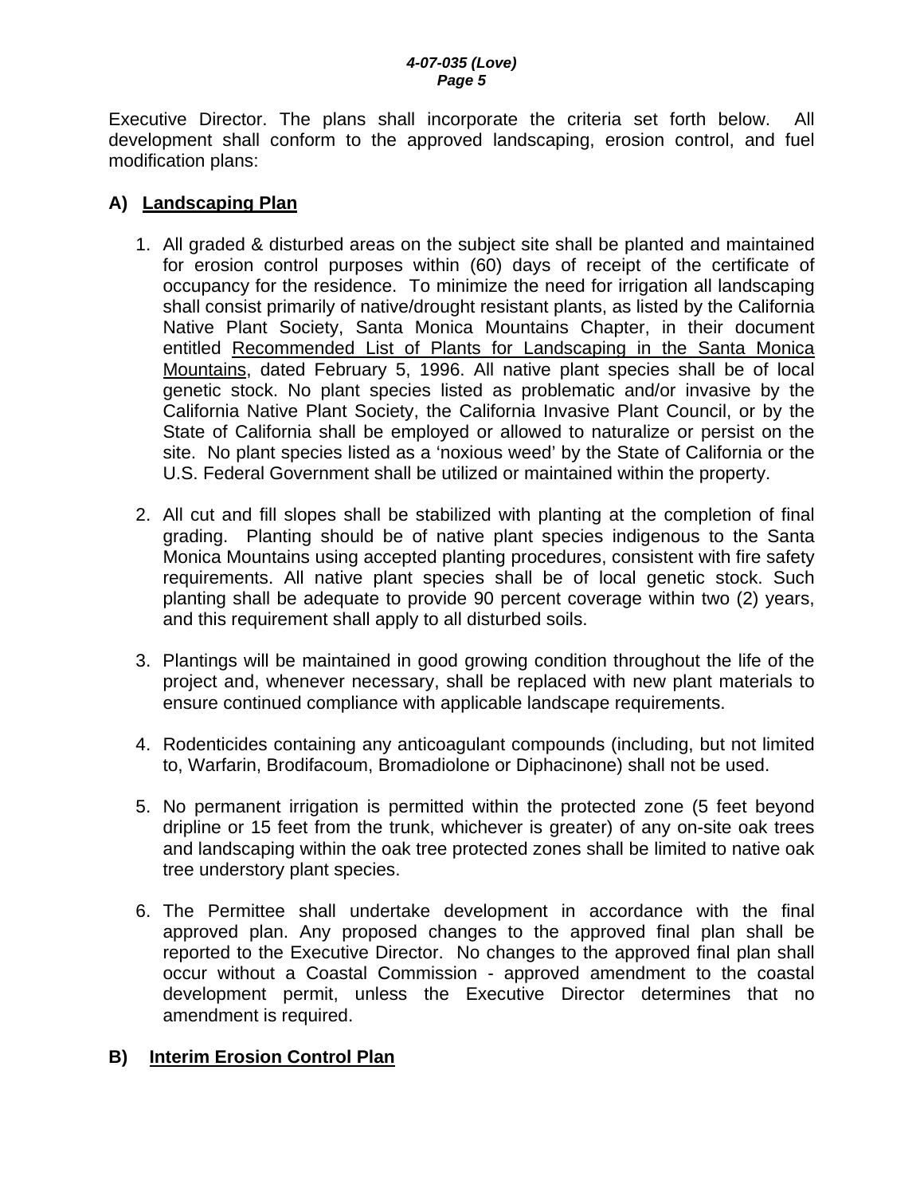Executive Director. The plans shall incorporate the criteria set forth below. All development shall conform to the approved landscaping, erosion control, and fuel modification plans:

## A) Landscaping Plan

1. All graded & disturbed areas on the subject site shall be planted and maintained for erosion control purposes within (60) days of receipt of the certificate of occupancy for the residence. To minimize the need for irrigation all landscaping shall consist primarily of native/drought resistant plants, as listed by the California Native Plant Society, Santa Monica Mountains Chapter, in their document entitled Recommended List of Plants for Landscaping in the Santa Monica Mountains, dated February 5, 1996. All native plant species shall be of local genetic stock. No plant species listed as problematic and/or invasive by the California Native Plant Society, the California Invasive Plant Council, or by the State of California shall be employed or allowed to naturalize or persist on the site. No plant species listed as a 'noxious weed' by the State of California or the U.S. Federal Government shall be utilized or maintained within the property.

2. All cut and fill slopes shall be stabilized with planting at the completion of final grading. Planting should be of native plant species indigenous to the Santa Monica Mountains using accepted planting procedures, consistent with fire safety requirements. All native plant species shall be of local genetic stock. Such planting shall be adequate to provide 90 percent coverage within two (2) years, and this requirement shall apply to all disturbed soils.

3. Plantings will be maintained in good growing condition throughout the life of the project and, whenever necessary, shall be replaced with new plant materials to ensure continued compliance with applicable landscape requirements.

4. Rodenticides containing any anticoagulant compounds (including, but not limited to, Warfarin, Brodifacoum, Bromadiolone or Diphacinone) shall not be used.

5. No permanent irrigation is permitted within the protected zone (5 feet beyond dripline or 15 feet from the trunk, whichever is greater) of any on-site oak trees and landscaping within the oak tree protected zones shall be limited to native oak tree understory plant species.

6. The Permittee shall undertake development in accordance with the final approved plan. Any proposed changes to the approved final plan shall be reported to the Executive Director. No changes to the approved final plan shall occur without a Coastal Commission - approved amendment to the coastal development permit, unless the Executive Director determines that no amendment is required.

## B) Interim Erosion Control Plan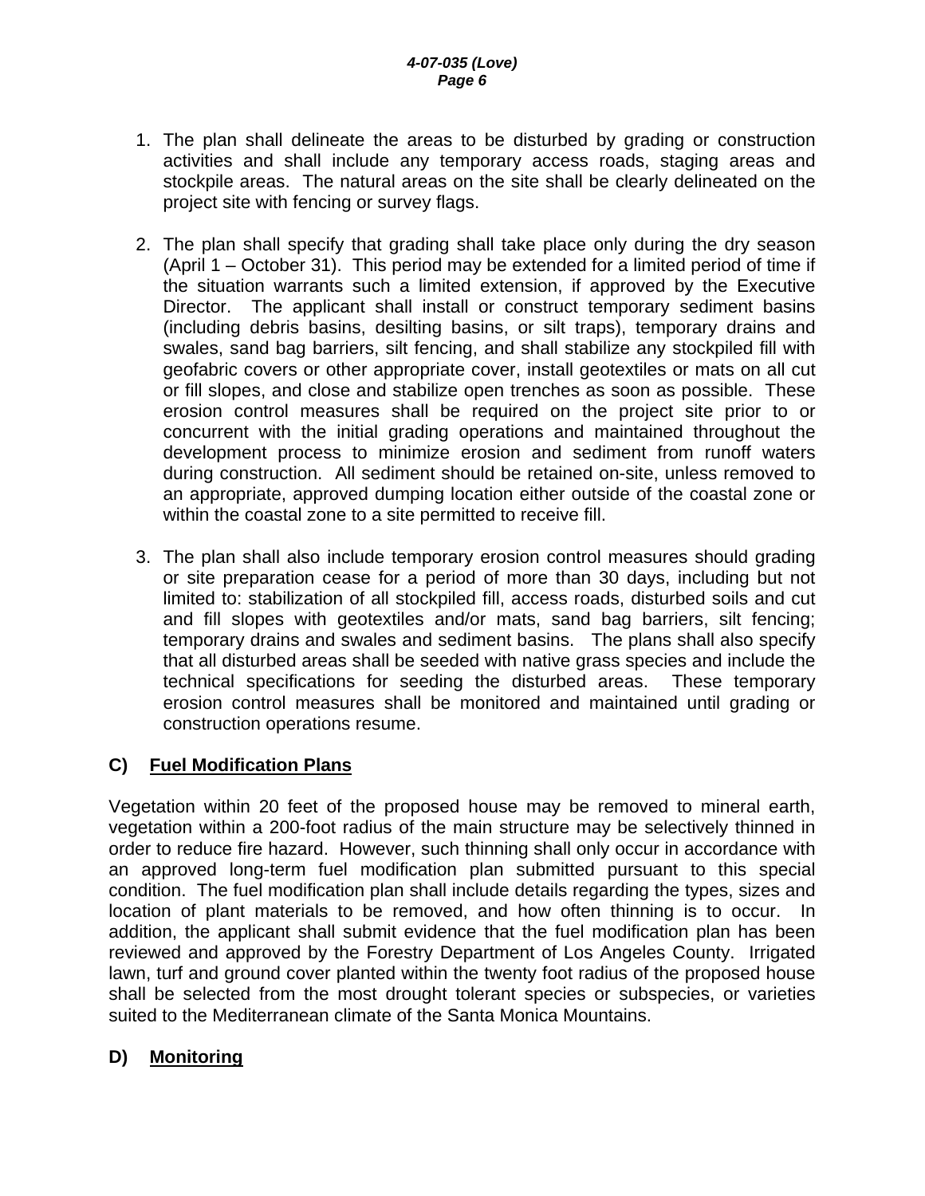1. The plan shall delineate the areas to be disturbed by grading or construction activities and shall include any temporary access roads, staging areas and stockpile areas. The natural areas on the site shall be clearly delineated on the project site with fencing or survey flags.

2. The plan shall specify that grading shall take place only during the dry season (April 1 – October 31). This period may be extended for a limited period of time if the situation warrants such a limited extension, if approved by the Executive Director. The applicant shall install or construct temporary sediment basins (including debris basins, desilting basins, or silt traps), temporary drains and swales, sand bag barriers, silt fencing, and shall stabilize any stockpiled fill with geofabric covers or other appropriate cover, install geotextiles or mats on all cut or fill slopes, and close and stabilize open trenches as soon as possible. These erosion control measures shall be required on the project site prior to or concurrent with the initial grading operations and maintained throughout the development process to minimize erosion and sediment from runoff waters during construction. All sediment should be retained on-site, unless removed to an appropriate, approved dumping location either outside of the coastal zone or within the coastal zone to a site permitted to receive fill.

3. The plan shall also include temporary erosion control measures should grading or site preparation cease for a period of more than 30 days, including but not limited to: stabilization of all stockpiled fill, access roads, disturbed soils and cut and fill slopes with geotextiles and/or mats, sand bag barriers, silt fencing; temporary drains and swales and sediment basins. The plans shall also specify that all disturbed areas shall be seeded with native grass species and include the technical specifications for seeding the disturbed areas. These temporary erosion control measures shall be monitored and maintained until grading or construction operations resume.

**C) <u>Fuel Modification Plans</u>**

Vegetation within 20 feet of the proposed house may be removed to mineral earth, vegetation within a 200-foot radius of the main structure may be selectively thinned in order to reduce fire hazard. However, such thinning shall only occur in accordance with an approved long-term fuel modification plan submitted pursuant to this special condition. The fuel modification plan shall include details regarding the types, sizes and location of plant materials to be removed, and how often thinning is to occur. In addition, the applicant shall submit evidence that the fuel modification plan has been reviewed and approved by the Forestry Department of Los Angeles County. Irrigated lawn, turf and ground cover planted within the twenty foot radius of the proposed house shall be selected from the most drought tolerant species or subspecies, or varieties suited to the Mediterranean climate of the Santa Monica Mountains.

**D) <u>Monitoring</u>**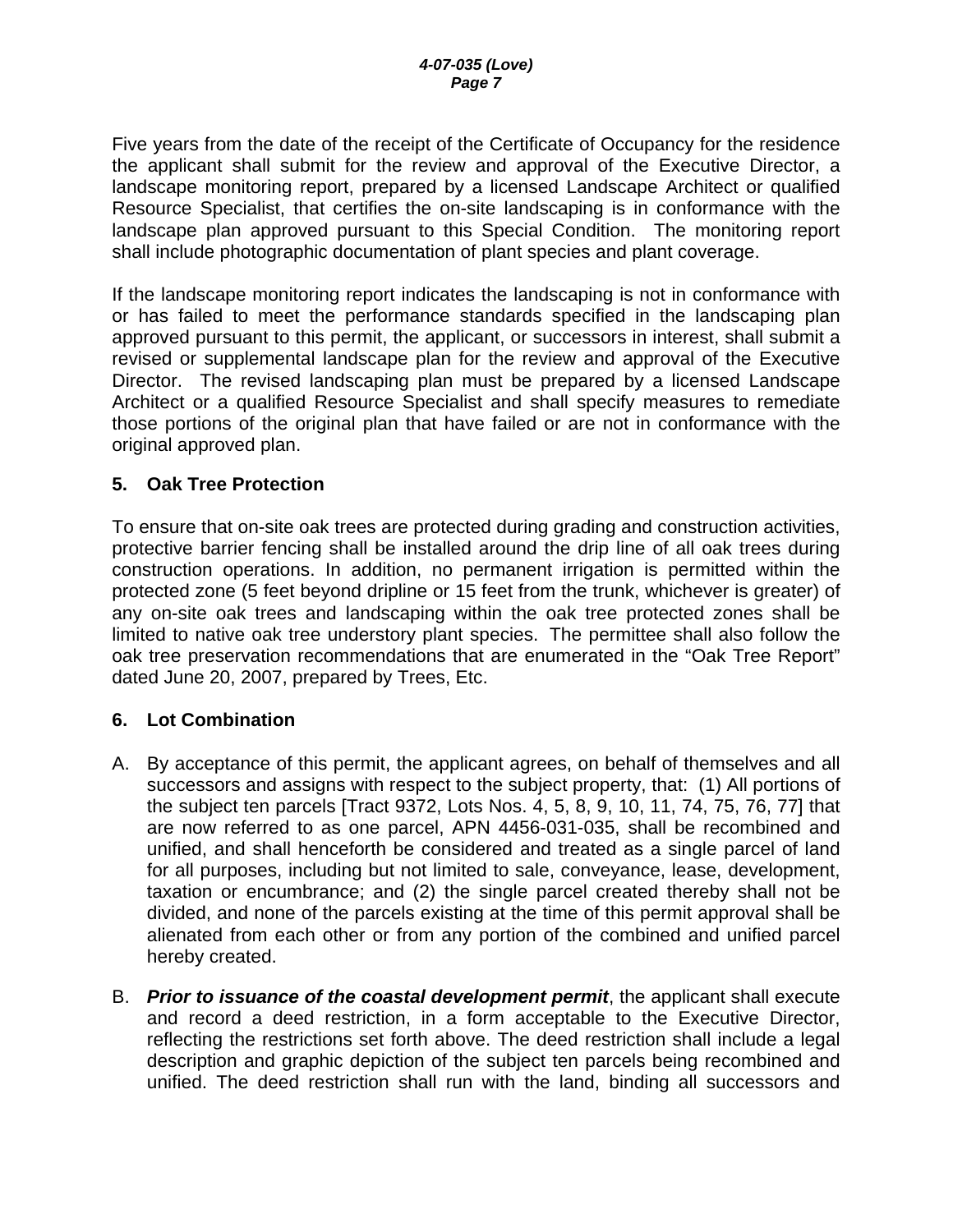Five years from the date of the receipt of the Certificate of Occupancy for the residence the applicant shall submit for the review and approval of the Executive Director, a landscape monitoring report, prepared by a licensed Landscape Architect or qualified Resource Specialist, that certifies the on-site landscaping is in conformance with the landscape plan approved pursuant to this Special Condition. The monitoring report shall include photographic documentation of plant species and plant coverage.

If the landscape monitoring report indicates the landscaping is not in conformance with or has failed to meet the performance standards specified in the landscaping plan approved pursuant to this permit, the applicant, or successors in interest, shall submit a revised or supplemental landscape plan for the review and approval of the Executive Director. The revised landscaping plan must be prepared by a licensed Landscape Architect or a qualified Resource Specialist and shall specify measures to remediate those portions of the original plan that have failed or are not in conformance with the original approved plan.

**5. Oak Tree Protection**

To ensure that on-site oak trees are protected during grading and construction activities, protective barrier fencing shall be installed around the drip line of all oak trees during construction operations. In addition, no permanent irrigation is permitted within the protected zone (5 feet beyond dripline or 15 feet from the trunk, whichever is greater) of any on-site oak trees and landscaping within the oak tree protected zones shall be limited to native oak tree understory plant species. The permittee shall also follow the oak tree preservation recommendations that are enumerated in the "Oak Tree Report" dated June 20, 2007, prepared by Trees, Etc.

**6. Lot Combination**

A. By acceptance of this permit, the applicant agrees, on behalf of themselves and all successors and assigns with respect to the subject property, that: (1) All portions of the subject ten parcels [Tract 9372, Lots Nos. 4, 5, 8, 9, 10, 11, 74, 75, 76, 77] that are now referred to as one parcel, APN 4456-031-035, shall be recombined and unified, and shall henceforth be considered and treated as a single parcel of land for all purposes, including but not limited to sale, conveyance, lease, development, taxation or encumbrance; and (2) the single parcel created thereby shall not be divided, and none of the parcels existing at the time of this permit approval shall be alienated from each other or from any portion of the combined and unified parcel hereby created.

B. ***Prior to issuance of the coastal development permit***, the applicant shall execute and record a deed restriction, in a form acceptable to the Executive Director, reflecting the restrictions set forth above. The deed restriction shall include a legal description and graphic depiction of the subject ten parcels being recombined and unified. The deed restriction shall run with the land, binding all successors and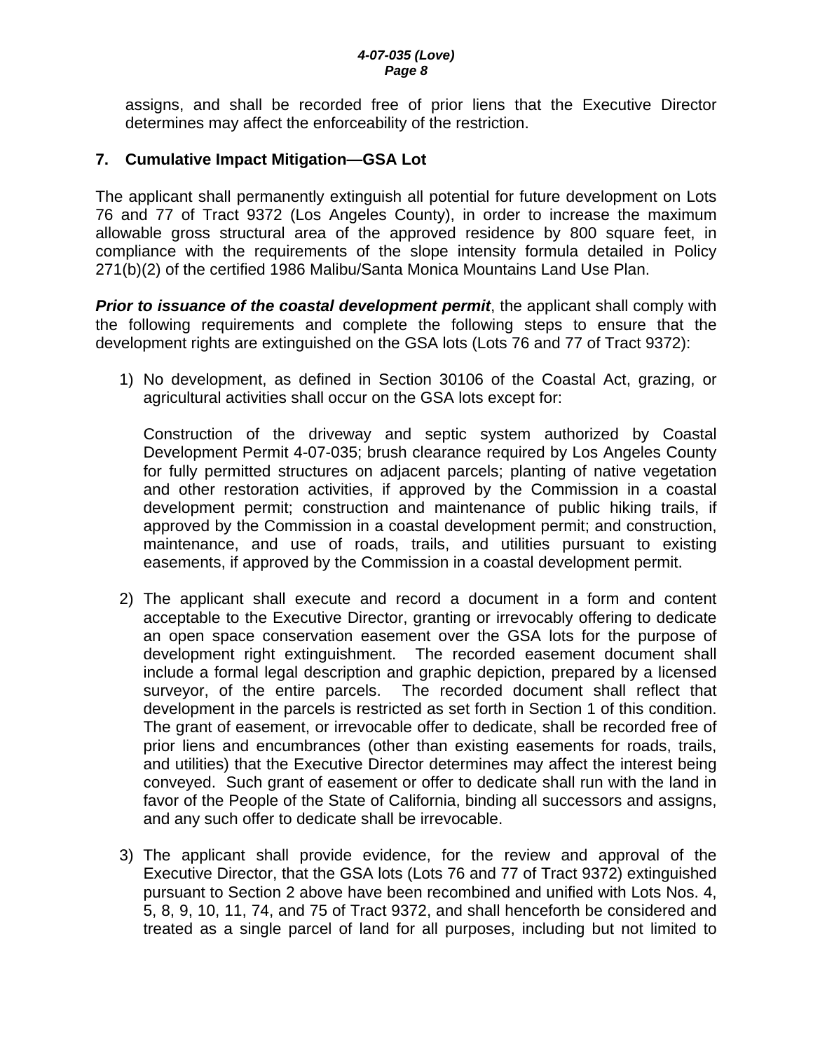assigns, and shall be recorded free of prior liens that the Executive Director determines may affect the enforceability of the restriction.

## 7. Cumulative Impact Mitigation—GSA Lot

The applicant shall permanently extinguish all potential for future development on Lots 76 and 77 of Tract 9372 (Los Angeles County), in order to increase the maximum allowable gross structural area of the approved residence by 800 square feet, in compliance with the requirements of the slope intensity formula detailed in Policy 271(b)(2) of the certified 1986 Malibu/Santa Monica Mountains Land Use Plan.

***Prior to issuance of the coastal development permit***, the applicant shall comply with the following requirements and complete the following steps to ensure that the development rights are extinguished on the GSA lots (Lots 76 and 77 of Tract 9372):

1) No development, as defined in Section 30106 of the Coastal Act, grazing, or agricultural activities shall occur on the GSA lots except for:

   Construction of the driveway and septic system authorized by Coastal Development Permit 4-07-035; brush clearance required by Los Angeles County for fully permitted structures on adjacent parcels; planting of native vegetation and other restoration activities, if approved by the Commission in a coastal development permit; construction and maintenance of public hiking trails, if approved by the Commission in a coastal development permit; and construction, maintenance, and use of roads, trails, and utilities pursuant to existing easements, if approved by the Commission in a coastal development permit.

2) The applicant shall execute and record a document in a form and content acceptable to the Executive Director, granting or irrevocably offering to dedicate an open space conservation easement over the GSA lots for the purpose of development right extinguishment. The recorded easement document shall include a formal legal description and graphic depiction, prepared by a licensed surveyor, of the entire parcels. The recorded document shall reflect that development in the parcels is restricted as set forth in Section 1 of this condition. The grant of easement, or irrevocable offer to dedicate, shall be recorded free of prior liens and encumbrances (other than existing easements for roads, trails, and utilities) that the Executive Director determines may affect the interest being conveyed. Such grant of easement or offer to dedicate shall run with the land in favor of the People of the State of California, binding all successors and assigns, and any such offer to dedicate shall be irrevocable.

3) The applicant shall provide evidence, for the review and approval of the Executive Director, that the GSA lots (Lots 76 and 77 of Tract 9372) extinguished pursuant to Section 2 above have been recombined and unified with Lots Nos. 4, 5, 8, 9, 10, 11, 74, and 75 of Tract 9372, and shall henceforth be considered and treated as a single parcel of land for all purposes, including but not limited to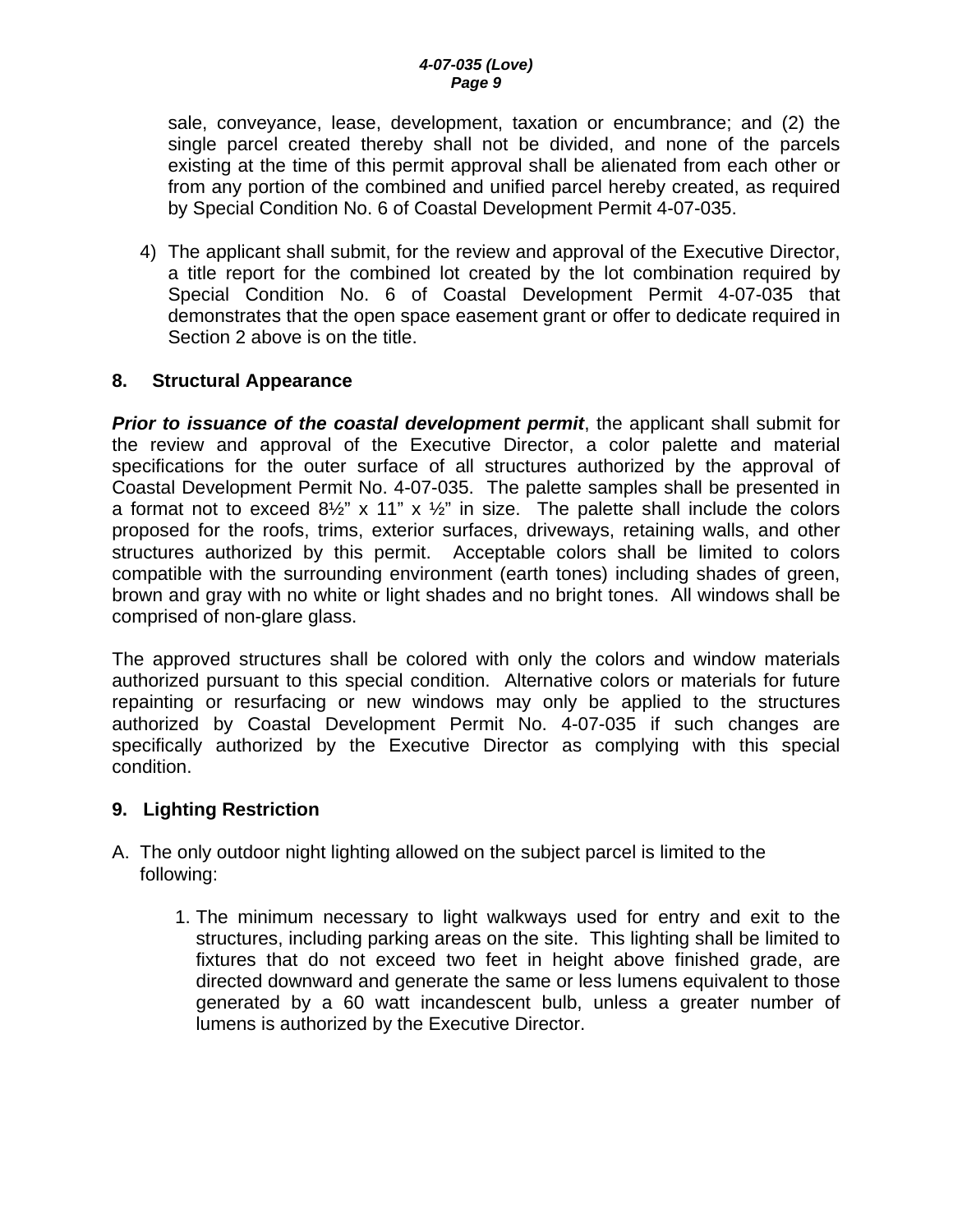sale, conveyance, lease, development, taxation or encumbrance; and (2) the single parcel created thereby shall not be divided, and none of the parcels existing at the time of this permit approval shall be alienated from each other or from any portion of the combined and unified parcel hereby created, as required by Special Condition No. 6 of Coastal Development Permit 4-07-035.

4) The applicant shall submit, for the review and approval of the Executive Director, a title report for the combined lot created by the lot combination required by Special Condition No. 6 of Coastal Development Permit 4-07-035 that demonstrates that the open space easement grant or offer to dedicate required in Section 2 above is on the title.

### 8. Structural Appearance

***Prior to issuance of the coastal development permit***, the applicant shall submit for the review and approval of the Executive Director, a color palette and material specifications for the outer surface of all structures authorized by the approval of Coastal Development Permit No. 4-07-035. The palette samples shall be presented in a format not to exceed 8½" x 11" x ½" in size. The palette shall include the colors proposed for the roofs, trims, exterior surfaces, driveways, retaining walls, and other structures authorized by this permit. Acceptable colors shall be limited to colors compatible with the surrounding environment (earth tones) including shades of green, brown and gray with no white or light shades and no bright tones. All windows shall be comprised of non-glare glass.

The approved structures shall be colored with only the colors and window materials authorized pursuant to this special condition. Alternative colors or materials for future repainting or resurfacing or new windows may only be applied to the structures authorized by Coastal Development Permit No. 4-07-035 if such changes are specifically authorized by the Executive Director as complying with this special condition.

### 9. Lighting Restriction

A. The only outdoor night lighting allowed on the subject parcel is limited to the following:

1. The minimum necessary to light walkways used for entry and exit to the structures, including parking areas on the site. This lighting shall be limited to fixtures that do not exceed two feet in height above finished grade, are directed downward and generate the same or less lumens equivalent to those generated by a 60 watt incandescent bulb, unless a greater number of lumens is authorized by the Executive Director.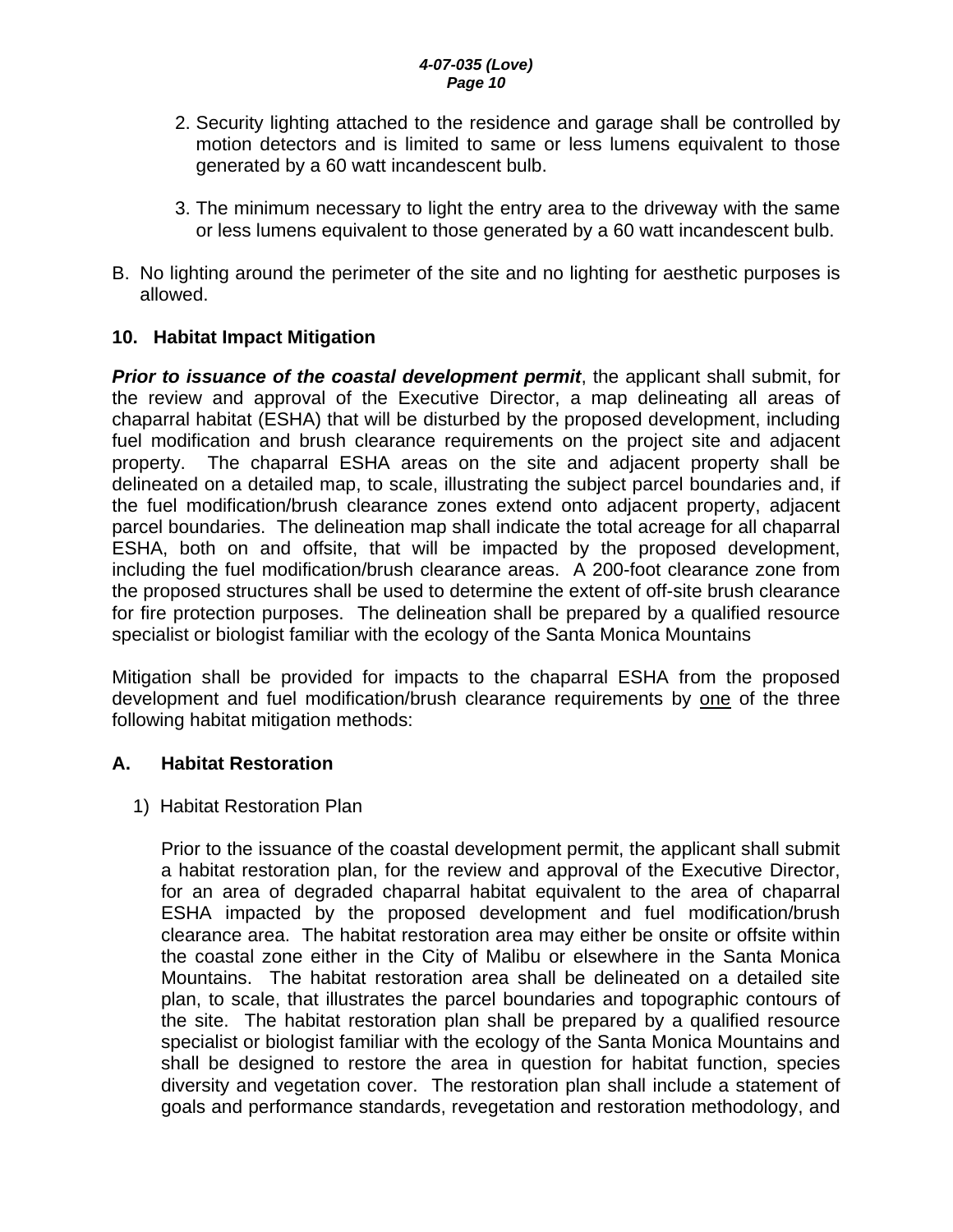2. Security lighting attached to the residence and garage shall be controlled by motion detectors and is limited to same or less lumens equivalent to those generated by a 60 watt incandescent bulb.

3. The minimum necessary to light the entry area to the driveway with the same or less lumens equivalent to those generated by a 60 watt incandescent bulb.

B. No lighting around the perimeter of the site and no lighting for aesthetic purposes is allowed.

**10. Habitat Impact Mitigation**

***Prior to issuance of the coastal development permit***, the applicant shall submit, for the review and approval of the Executive Director, a map delineating all areas of chaparral habitat (ESHA) that will be disturbed by the proposed development, including fuel modification and brush clearance requirements on the project site and adjacent property. The chaparral ESHA areas on the site and adjacent property shall be delineated on a detailed map, to scale, illustrating the subject parcel boundaries and, if the fuel modification/brush clearance zones extend onto adjacent property, adjacent parcel boundaries. The delineation map shall indicate the total acreage for all chaparral ESHA, both on and offsite, that will be impacted by the proposed development, including the fuel modification/brush clearance areas. A 200-foot clearance zone from the proposed structures shall be used to determine the extent of off-site brush clearance for fire protection purposes. The delineation shall be prepared by a qualified resource specialist or biologist familiar with the ecology of the Santa Monica Mountains

Mitigation shall be provided for impacts to the chaparral ESHA from the proposed development and fuel modification/brush clearance requirements by <u>one</u> of the three following habitat mitigation methods:

**A. Habitat Restoration**

1) Habitat Restoration Plan

Prior to the issuance of the coastal development permit, the applicant shall submit a habitat restoration plan, for the review and approval of the Executive Director, for an area of degraded chaparral habitat equivalent to the area of chaparral ESHA impacted by the proposed development and fuel modification/brush clearance area. The habitat restoration area may either be onsite or offsite within the coastal zone either in the City of Malibu or elsewhere in the Santa Monica Mountains. The habitat restoration area shall be delineated on a detailed site plan, to scale, that illustrates the parcel boundaries and topographic contours of the site. The habitat restoration plan shall be prepared by a qualified resource specialist or biologist familiar with the ecology of the Santa Monica Mountains and shall be designed to restore the area in question for habitat function, species diversity and vegetation cover. The restoration plan shall include a statement of goals and performance standards, revegetation and restoration methodology, and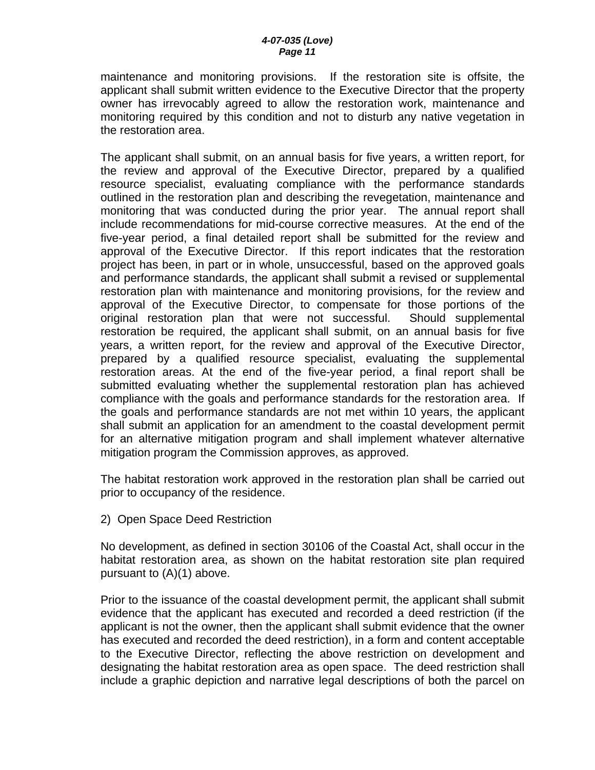maintenance and monitoring provisions. If the restoration site is offsite, the applicant shall submit written evidence to the Executive Director that the property owner has irrevocably agreed to allow the restoration work, maintenance and monitoring required by this condition and not to disturb any native vegetation in the restoration area.

The applicant shall submit, on an annual basis for five years, a written report, for the review and approval of the Executive Director, prepared by a qualified resource specialist, evaluating compliance with the performance standards outlined in the restoration plan and describing the revegetation, maintenance and monitoring that was conducted during the prior year. The annual report shall include recommendations for mid-course corrective measures. At the end of the five-year period, a final detailed report shall be submitted for the review and approval of the Executive Director. If this report indicates that the restoration project has been, in part or in whole, unsuccessful, based on the approved goals and performance standards, the applicant shall submit a revised or supplemental restoration plan with maintenance and monitoring provisions, for the review and approval of the Executive Director, to compensate for those portions of the original restoration plan that were not successful. Should supplemental restoration be required, the applicant shall submit, on an annual basis for five years, a written report, for the review and approval of the Executive Director, prepared by a qualified resource specialist, evaluating the supplemental restoration areas. At the end of the five-year period, a final report shall be submitted evaluating whether the supplemental restoration plan has achieved compliance with the goals and performance standards for the restoration area. If the goals and performance standards are not met within 10 years, the applicant shall submit an application for an amendment to the coastal development permit for an alternative mitigation program and shall implement whatever alternative mitigation program the Commission approves, as approved.

The habitat restoration work approved in the restoration plan shall be carried out prior to occupancy of the residence.

2) Open Space Deed Restriction

No development, as defined in section 30106 of the Coastal Act, shall occur in the habitat restoration area, as shown on the habitat restoration site plan required pursuant to (A)(1) above.

Prior to the issuance of the coastal development permit, the applicant shall submit evidence that the applicant has executed and recorded a deed restriction (if the applicant is not the owner, then the applicant shall submit evidence that the owner has executed and recorded the deed restriction), in a form and content acceptable to the Executive Director, reflecting the above restriction on development and designating the habitat restoration area as open space. The deed restriction shall include a graphic depiction and narrative legal descriptions of both the parcel on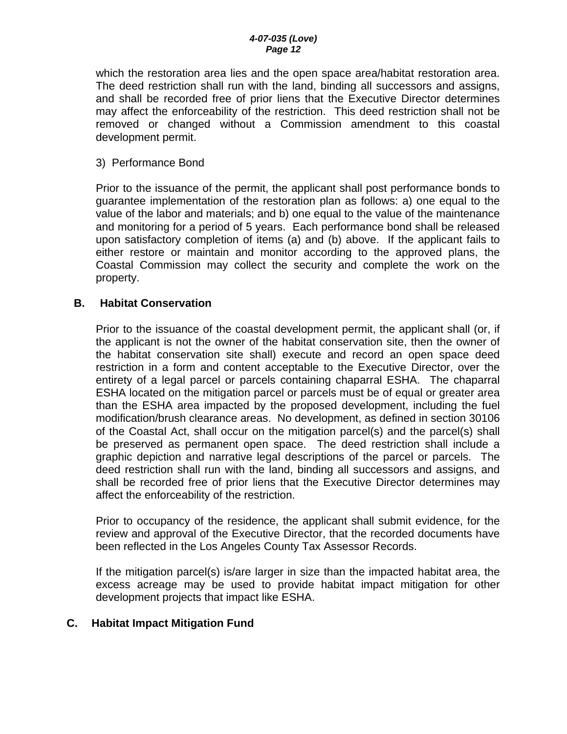which the restoration area lies and the open space area/habitat restoration area. The deed restriction shall run with the land, binding all successors and assigns, and shall be recorded free of prior liens that the Executive Director determines may affect the enforceability of the restriction. This deed restriction shall not be removed or changed without a Commission amendment to this coastal development permit.

3) Performance Bond

Prior to the issuance of the permit, the applicant shall post performance bonds to guarantee implementation of the restoration plan as follows: a) one equal to the value of the labor and materials; and b) one equal to the value of the maintenance and monitoring for a period of 5 years. Each performance bond shall be released upon satisfactory completion of items (a) and (b) above. If the applicant fails to either restore or maintain and monitor according to the approved plans, the Coastal Commission may collect the security and complete the work on the property.

**B. Habitat Conservation**

Prior to the issuance of the coastal development permit, the applicant shall (or, if the applicant is not the owner of the habitat conservation site, then the owner of the habitat conservation site shall) execute and record an open space deed restriction in a form and content acceptable to the Executive Director, over the entirety of a legal parcel or parcels containing chaparral ESHA. The chaparral ESHA located on the mitigation parcel or parcels must be of equal or greater area than the ESHA area impacted by the proposed development, including the fuel modification/brush clearance areas. No development, as defined in section 30106 of the Coastal Act, shall occur on the mitigation parcel(s) and the parcel(s) shall be preserved as permanent open space. The deed restriction shall include a graphic depiction and narrative legal descriptions of the parcel or parcels. The deed restriction shall run with the land, binding all successors and assigns, and shall be recorded free of prior liens that the Executive Director determines may affect the enforceability of the restriction.

Prior to occupancy of the residence, the applicant shall submit evidence, for the review and approval of the Executive Director, that the recorded documents have been reflected in the Los Angeles County Tax Assessor Records.

If the mitigation parcel(s) is/are larger in size than the impacted habitat area, the excess acreage may be used to provide habitat impact mitigation for other development projects that impact like ESHA.

**C. Habitat Impact Mitigation Fund**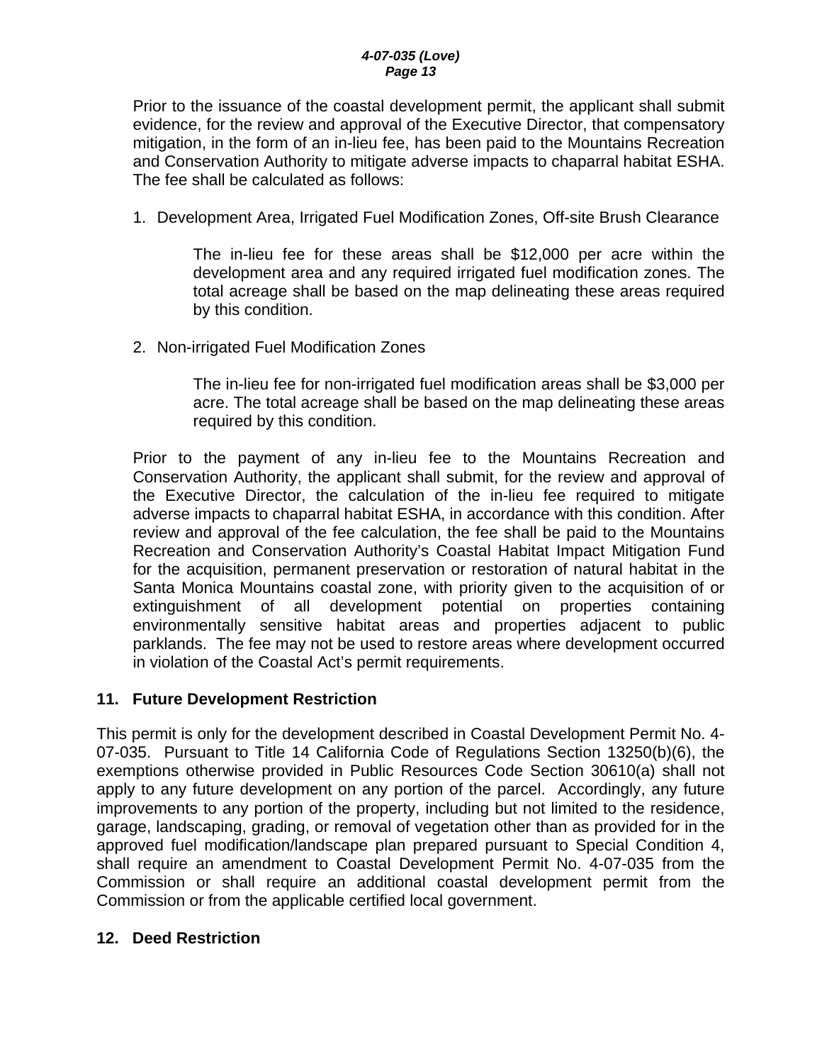Prior to the issuance of the coastal development permit, the applicant shall submit evidence, for the review and approval of the Executive Director, that compensatory mitigation, in the form of an in-lieu fee, has been paid to the Mountains Recreation and Conservation Authority to mitigate adverse impacts to chaparral habitat ESHA. The fee shall be calculated as follows:

1. Development Area, Irrigated Fuel Modification Zones, Off-site Brush Clearance

   The in-lieu fee for these areas shall be $12,000 per acre within the development area and any required irrigated fuel modification zones. The total acreage shall be based on the map delineating these areas required by this condition.

2. Non-irrigated Fuel Modification Zones

   The in-lieu fee for non-irrigated fuel modification areas shall be $3,000 per acre. The total acreage shall be based on the map delineating these areas required by this condition.

Prior to the payment of any in-lieu fee to the Mountains Recreation and Conservation Authority, the applicant shall submit, for the review and approval of the Executive Director, the calculation of the in-lieu fee required to mitigate adverse impacts to chaparral habitat ESHA, in accordance with this condition. After review and approval of the fee calculation, the fee shall be paid to the Mountains Recreation and Conservation Authority's Coastal Habitat Impact Mitigation Fund for the acquisition, permanent preservation or restoration of natural habitat in the Santa Monica Mountains coastal zone, with priority given to the acquisition of or extinguishment of all development potential on properties containing environmentally sensitive habitat areas and properties adjacent to public parklands. The fee may not be used to restore areas where development occurred in violation of the Coastal Act's permit requirements.

## 11. Future Development Restriction

This permit is only for the development described in Coastal Development Permit No. 4-07-035. Pursuant to Title 14 California Code of Regulations Section 13250(b)(6), the exemptions otherwise provided in Public Resources Code Section 30610(a) shall not apply to any future development on any portion of the parcel. Accordingly, any future improvements to any portion of the property, including but not limited to the residence, garage, landscaping, grading, or removal of vegetation other than as provided for in the approved fuel modification/landscape plan prepared pursuant to Special Condition 4, shall require an amendment to Coastal Development Permit No. 4-07-035 from the Commission or shall require an additional coastal development permit from the Commission or from the applicable certified local government.

## 12. Deed Restriction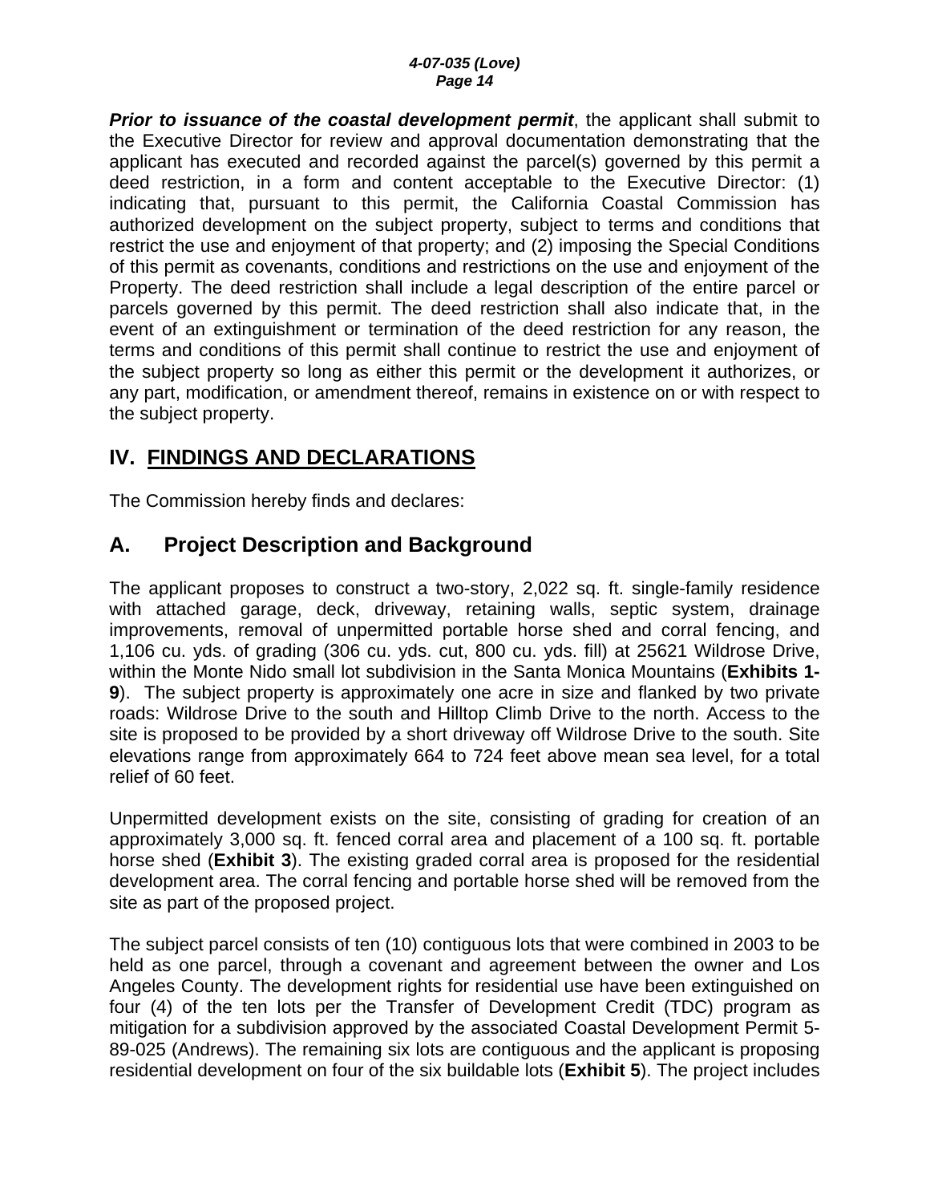***Prior to issuance of the coastal development permit***, the applicant shall submit to the Executive Director for review and approval documentation demonstrating that the applicant has executed and recorded against the parcel(s) governed by this permit a deed restriction, in a form and content acceptable to the Executive Director: (1) indicating that, pursuant to this permit, the California Coastal Commission has authorized development on the subject property, subject to terms and conditions that restrict the use and enjoyment of that property; and (2) imposing the Special Conditions of this permit as covenants, conditions and restrictions on the use and enjoyment of the Property. The deed restriction shall include a legal description of the entire parcel or parcels governed by this permit. The deed restriction shall also indicate that, in the event of an extinguishment or termination of the deed restriction for any reason, the terms and conditions of this permit shall continue to restrict the use and enjoyment of the subject property so long as either this permit or the development it authorizes, or any part, modification, or amendment thereof, remains in existence on or with respect to the subject property.

## IV. FINDINGS AND DECLARATIONS

The Commission hereby finds and declares:

### A. Project Description and Background

The applicant proposes to construct a two-story, 2,022 sq. ft. single-family residence with attached garage, deck, driveway, retaining walls, septic system, drainage improvements, removal of unpermitted portable horse shed and corral fencing, and 1,106 cu. yds. of grading (306 cu. yds. cut, 800 cu. yds. fill) at 25621 Wildrose Drive, within the Monte Nido small lot subdivision in the Santa Monica Mountains (**Exhibits 1-9**). The subject property is approximately one acre in size and flanked by two private roads: Wildrose Drive to the south and Hilltop Climb Drive to the north. Access to the site is proposed to be provided by a short driveway off Wildrose Drive to the south. Site elevations range from approximately 664 to 724 feet above mean sea level, for a total relief of 60 feet.

Unpermitted development exists on the site, consisting of grading for creation of an approximately 3,000 sq. ft. fenced corral area and placement of a 100 sq. ft. portable horse shed (**Exhibit 3**). The existing graded corral area is proposed for the residential development area. The corral fencing and portable horse shed will be removed from the site as part of the proposed project.

The subject parcel consists of ten (10) contiguous lots that were combined in 2003 to be held as one parcel, through a covenant and agreement between the owner and Los Angeles County. The development rights for residential use have been extinguished on four (4) of the ten lots per the Transfer of Development Credit (TDC) program as mitigation for a subdivision approved by the associated Coastal Development Permit 5-89-025 (Andrews). The remaining six lots are contiguous and the applicant is proposing residential development on four of the six buildable lots (**Exhibit 5**). The project includes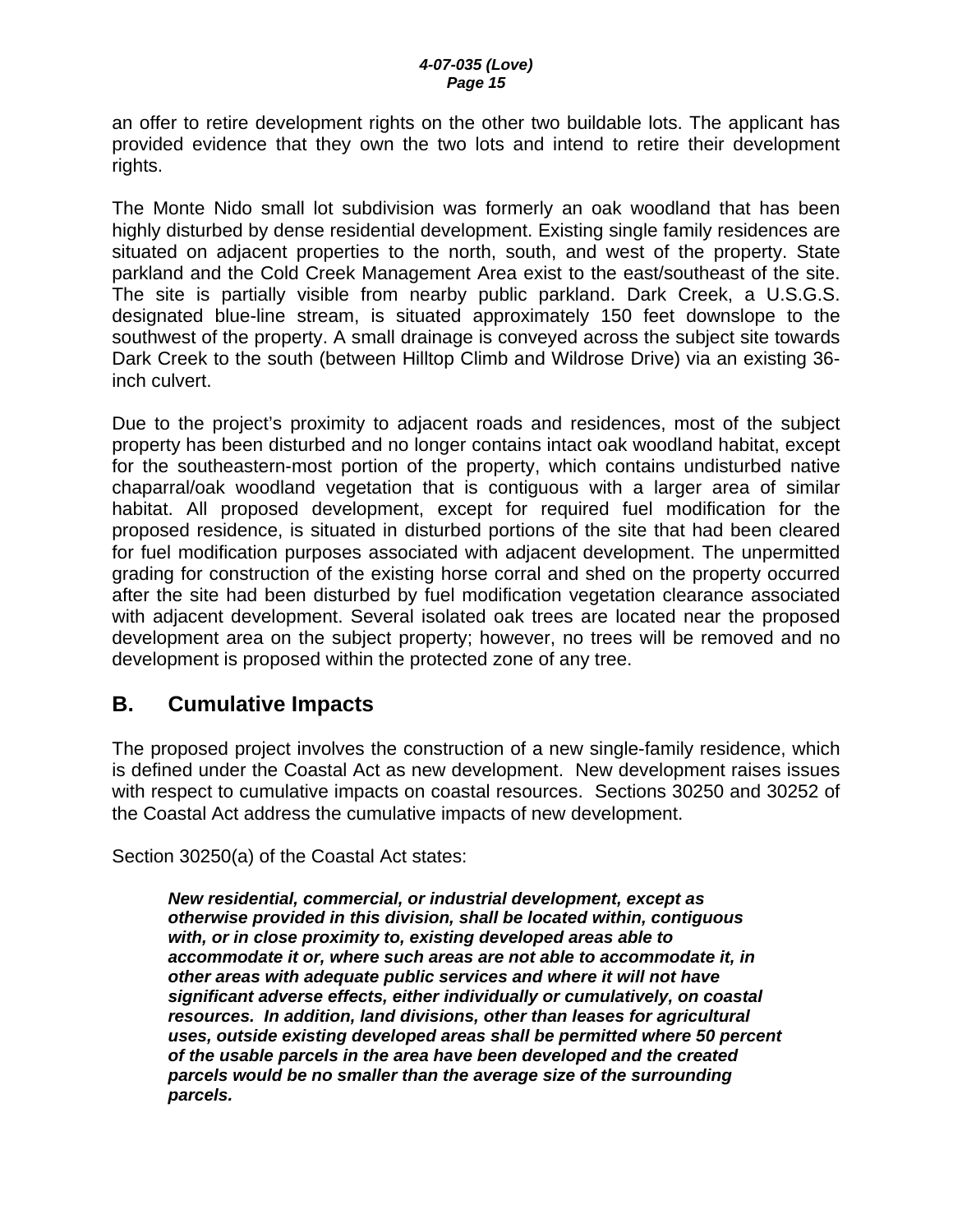an offer to retire development rights on the other two buildable lots. The applicant has provided evidence that they own the two lots and intend to retire their development rights.

The Monte Nido small lot subdivision was formerly an oak woodland that has been highly disturbed by dense residential development. Existing single family residences are situated on adjacent properties to the north, south, and west of the property. State parkland and the Cold Creek Management Area exist to the east/southeast of the site. The site is partially visible from nearby public parkland. Dark Creek, a U.S.G.S. designated blue-line stream, is situated approximately 150 feet downslope to the southwest of the property. A small drainage is conveyed across the subject site towards Dark Creek to the south (between Hilltop Climb and Wildrose Drive) via an existing 36-inch culvert.

Due to the project's proximity to adjacent roads and residences, most of the subject property has been disturbed and no longer contains intact oak woodland habitat, except for the southeastern-most portion of the property, which contains undisturbed native chaparral/oak woodland vegetation that is contiguous with a larger area of similar habitat. All proposed development, except for required fuel modification for the proposed residence, is situated in disturbed portions of the site that had been cleared for fuel modification purposes associated with adjacent development. The unpermitted grading for construction of the existing horse corral and shed on the property occurred after the site had been disturbed by fuel modification vegetation clearance associated with adjacent development. Several isolated oak trees are located near the proposed development area on the subject property; however, no trees will be removed and no development is proposed within the protected zone of any tree.

## B. Cumulative Impacts

The proposed project involves the construction of a new single-family residence, which is defined under the Coastal Act as new development. New development raises issues with respect to cumulative impacts on coastal resources. Sections 30250 and 30252 of the Coastal Act address the cumulative impacts of new development.

Section 30250(a) of the Coastal Act states:

> ***New residential, commercial, or industrial development, except as otherwise provided in this division, shall be located within, contiguous with, or in close proximity to, existing developed areas able to accommodate it or, where such areas are not able to accommodate it, in other areas with adequate public services and where it will not have significant adverse effects, either individually or cumulatively, on coastal resources. In addition, land divisions, other than leases for agricultural uses, outside existing developed areas shall be permitted where 50 percent of the usable parcels in the area have been developed and the created parcels would be no smaller than the average size of the surrounding parcels.***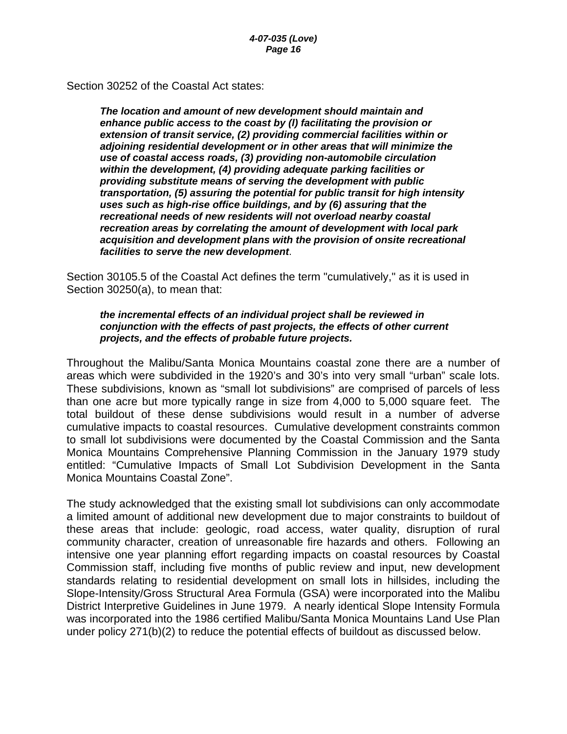Section 30252 of the Coastal Act states:

> ***The location and amount of new development should maintain and enhance public access to the coast by (l) facilitating the provision or extension of transit service, (2) providing commercial facilities within or adjoining residential development or in other areas that will minimize the use of coastal access roads, (3) providing non-automobile circulation within the development, (4) providing adequate parking facilities or providing substitute means of serving the development with public transportation, (5) assuring the potential for public transit for high intensity uses such as high-rise office buildings, and by (6) assuring that the recreational needs of new residents will not overload nearby coastal recreation areas by correlating the amount of development with local park acquisition and development plans with the provision of onsite recreational facilities to serve the new development***.

Section 30105.5 of the Coastal Act defines the term "cumulatively," as it is used in Section 30250(a), to mean that:

> ***the incremental effects of an individual project shall be reviewed in conjunction with the effects of past projects, the effects of other current projects, and the effects of probable future projects.***

Throughout the Malibu/Santa Monica Mountains coastal zone there are a number of areas which were subdivided in the 1920's and 30's into very small "urban" scale lots. These subdivisions, known as "small lot subdivisions" are comprised of parcels of less than one acre but more typically range in size from 4,000 to 5,000 square feet. The total buildout of these dense subdivisions would result in a number of adverse cumulative impacts to coastal resources. Cumulative development constraints common to small lot subdivisions were documented by the Coastal Commission and the Santa Monica Mountains Comprehensive Planning Commission in the January 1979 study entitled: "Cumulative Impacts of Small Lot Subdivision Development in the Santa Monica Mountains Coastal Zone".

The study acknowledged that the existing small lot subdivisions can only accommodate a limited amount of additional new development due to major constraints to buildout of these areas that include: geologic, road access, water quality, disruption of rural community character, creation of unreasonable fire hazards and others. Following an intensive one year planning effort regarding impacts on coastal resources by Coastal Commission staff, including five months of public review and input, new development standards relating to residential development on small lots in hillsides, including the Slope-Intensity/Gross Structural Area Formula (GSA) were incorporated into the Malibu District Interpretive Guidelines in June 1979. A nearly identical Slope Intensity Formula was incorporated into the 1986 certified Malibu/Santa Monica Mountains Land Use Plan under policy 271(b)(2) to reduce the potential effects of buildout as discussed below.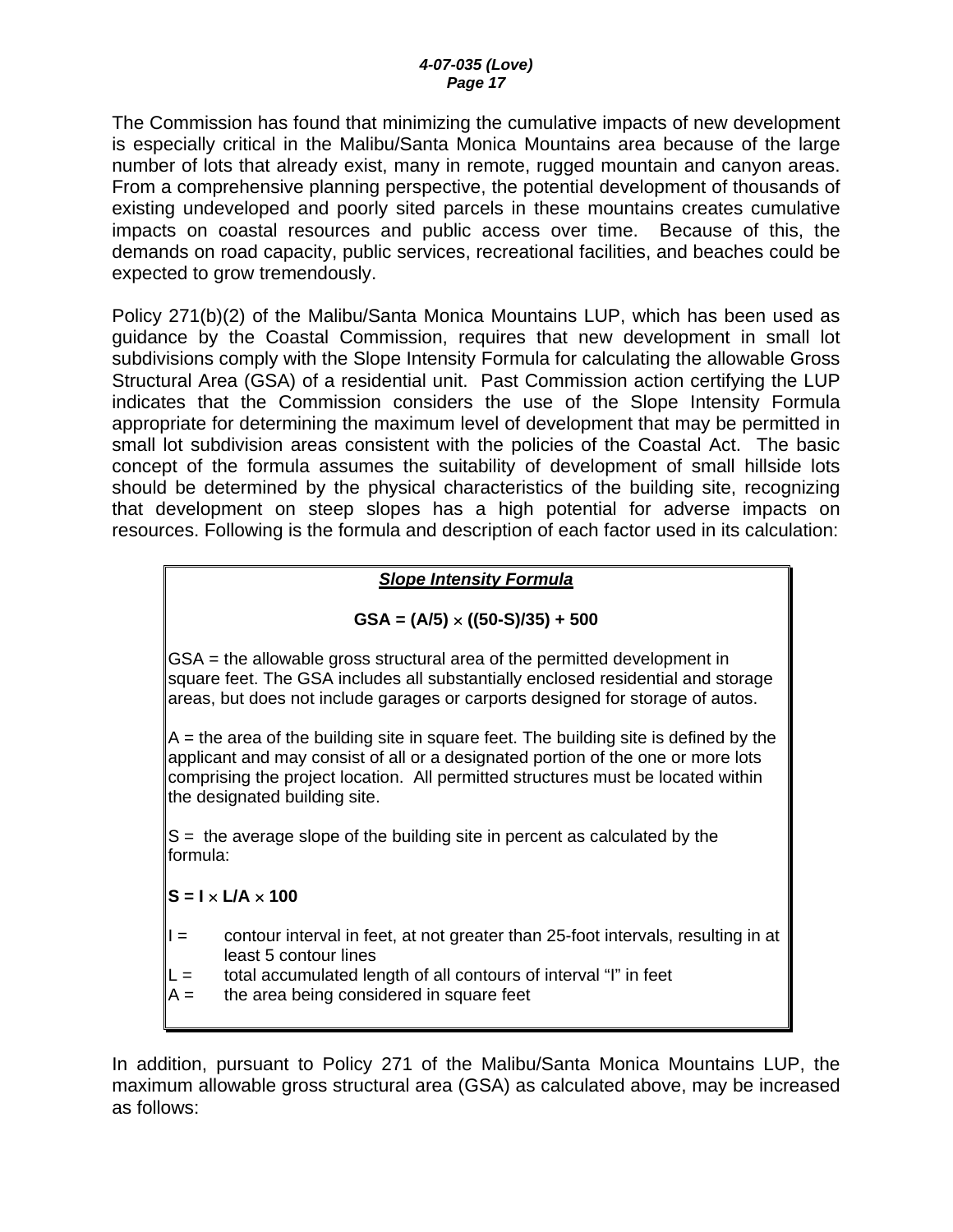The Commission has found that minimizing the cumulative impacts of new development is especially critical in the Malibu/Santa Monica Mountains area because of the large number of lots that already exist, many in remote, rugged mountain and canyon areas. From a comprehensive planning perspective, the potential development of thousands of existing undeveloped and poorly sited parcels in these mountains creates cumulative impacts on coastal resources and public access over time. Because of this, the demands on road capacity, public services, recreational facilities, and beaches could be expected to grow tremendously.

Policy 271(b)(2) of the Malibu/Santa Monica Mountains LUP, which has been used as guidance by the Coastal Commission, requires that new development in small lot subdivisions comply with the Slope Intensity Formula for calculating the allowable Gross Structural Area (GSA) of a residential unit. Past Commission action certifying the LUP indicates that the Commission considers the use of the Slope Intensity Formula appropriate for determining the maximum level of development that may be permitted in small lot subdivision areas consistent with the policies of the Coastal Act. The basic concept of the formula assumes the suitability of development of small hillside lots should be determined by the physical characteristics of the building site, recognizing that development on steep slopes has a high potential for adverse impacts on resources. Following is the formula and description of each factor used in its calculation:

***Slope Intensity Formula***

$$GSA = (A/5) \times ((50-S)/35) + 500$$

GSA = the allowable gross structural area of the permitted development in square feet. The GSA includes all substantially enclosed residential and storage areas, but does not include garages or carports designed for storage of autos.

A = the area of the building site in square feet. The building site is defined by the applicant and may consist of all or a designated portion of the one or more lots comprising the project location. All permitted structures must be located within the designated building site.

S = the average slope of the building site in percent as calculated by the formula:

$$S = I \times L/A \times 100$$

I = contour interval in feet, at not greater than 25-foot intervals, resulting in at least 5 contour lines

L = total accumulated length of all contours of interval "I" in feet

A = the area being considered in square feet

In addition, pursuant to Policy 271 of the Malibu/Santa Monica Mountains LUP, the maximum allowable gross structural area (GSA) as calculated above, may be increased as follows: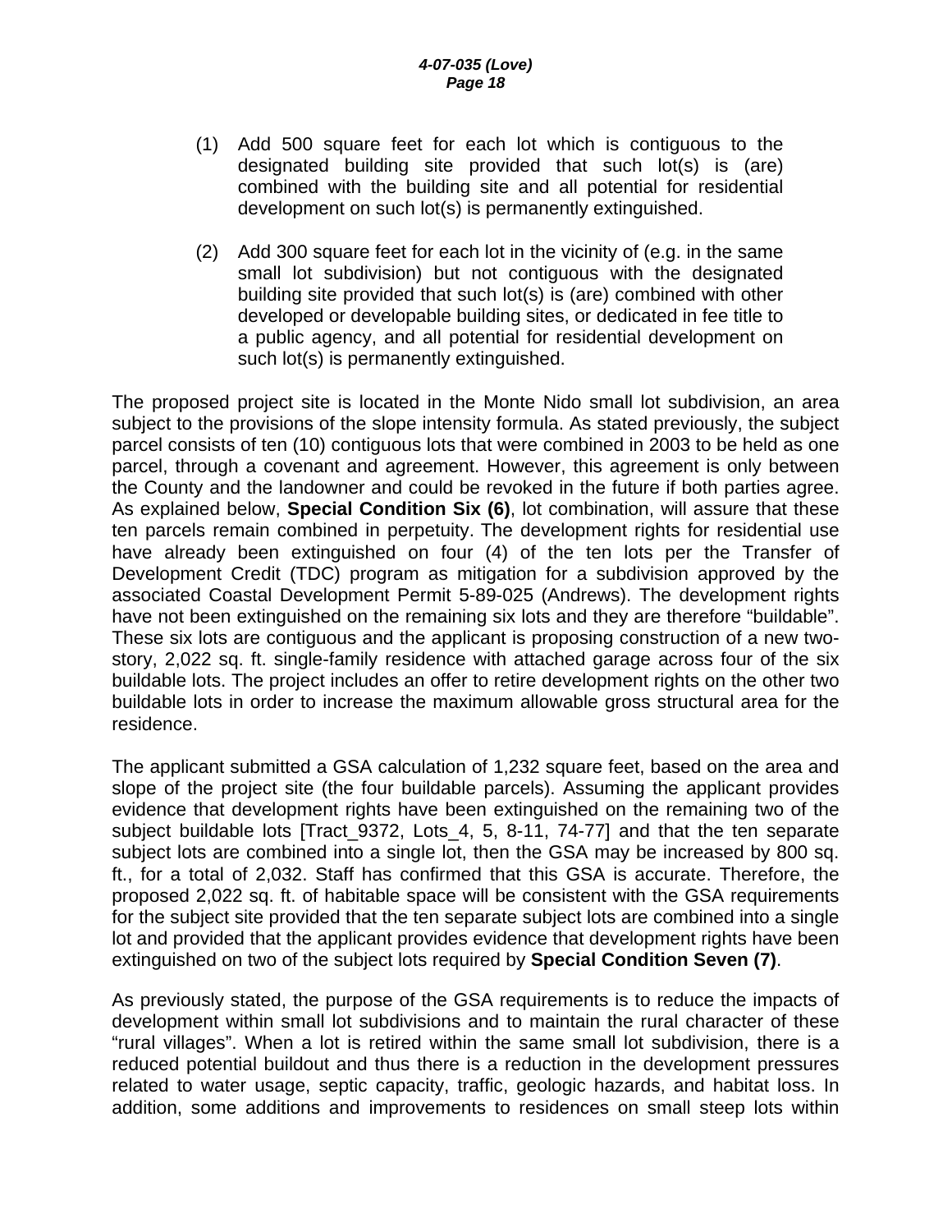(1) Add 500 square feet for each lot which is contiguous to the designated building site provided that such lot(s) is (are) combined with the building site and all potential for residential development on such lot(s) is permanently extinguished.

(2) Add 300 square feet for each lot in the vicinity of (e.g. in the same small lot subdivision) but not contiguous with the designated building site provided that such lot(s) is (are) combined with other developed or developable building sites, or dedicated in fee title to a public agency, and all potential for residential development on such lot(s) is permanently extinguished.

The proposed project site is located in the Monte Nido small lot subdivision, an area subject to the provisions of the slope intensity formula. As stated previously, the subject parcel consists of ten (10) contiguous lots that were combined in 2003 to be held as one parcel, through a covenant and agreement. However, this agreement is only between the County and the landowner and could be revoked in the future if both parties agree. As explained below, **Special Condition Six (6)**, lot combination, will assure that these ten parcels remain combined in perpetuity. The development rights for residential use have already been extinguished on four (4) of the ten lots per the Transfer of Development Credit (TDC) program as mitigation for a subdivision approved by the associated Coastal Development Permit 5-89-025 (Andrews). The development rights have not been extinguished on the remaining six lots and they are therefore "buildable". These six lots are contiguous and the applicant is proposing construction of a new two-story, 2,022 sq. ft. single-family residence with attached garage across four of the six buildable lots. The project includes an offer to retire development rights on the other two buildable lots in order to increase the maximum allowable gross structural area for the residence.

The applicant submitted a GSA calculation of 1,232 square feet, based on the area and slope of the project site (the four buildable parcels). Assuming the applicant provides evidence that development rights have been extinguished on the remaining two of the subject buildable lots [Tract_9372, Lots_4, 5, 8-11, 74-77] and that the ten separate subject lots are combined into a single lot, then the GSA may be increased by 800 sq. ft., for a total of 2,032. Staff has confirmed that this GSA is accurate. Therefore, the proposed 2,022 sq. ft. of habitable space will be consistent with the GSA requirements for the subject site provided that the ten separate subject lots are combined into a single lot and provided that the applicant provides evidence that development rights have been extinguished on two of the subject lots required by **Special Condition Seven (7)**.

As previously stated, the purpose of the GSA requirements is to reduce the impacts of development within small lot subdivisions and to maintain the rural character of these "rural villages". When a lot is retired within the same small lot subdivision, there is a reduced potential buildout and thus there is a reduction in the development pressures related to water usage, septic capacity, traffic, geologic hazards, and habitat loss. In addition, some additions and improvements to residences on small steep lots within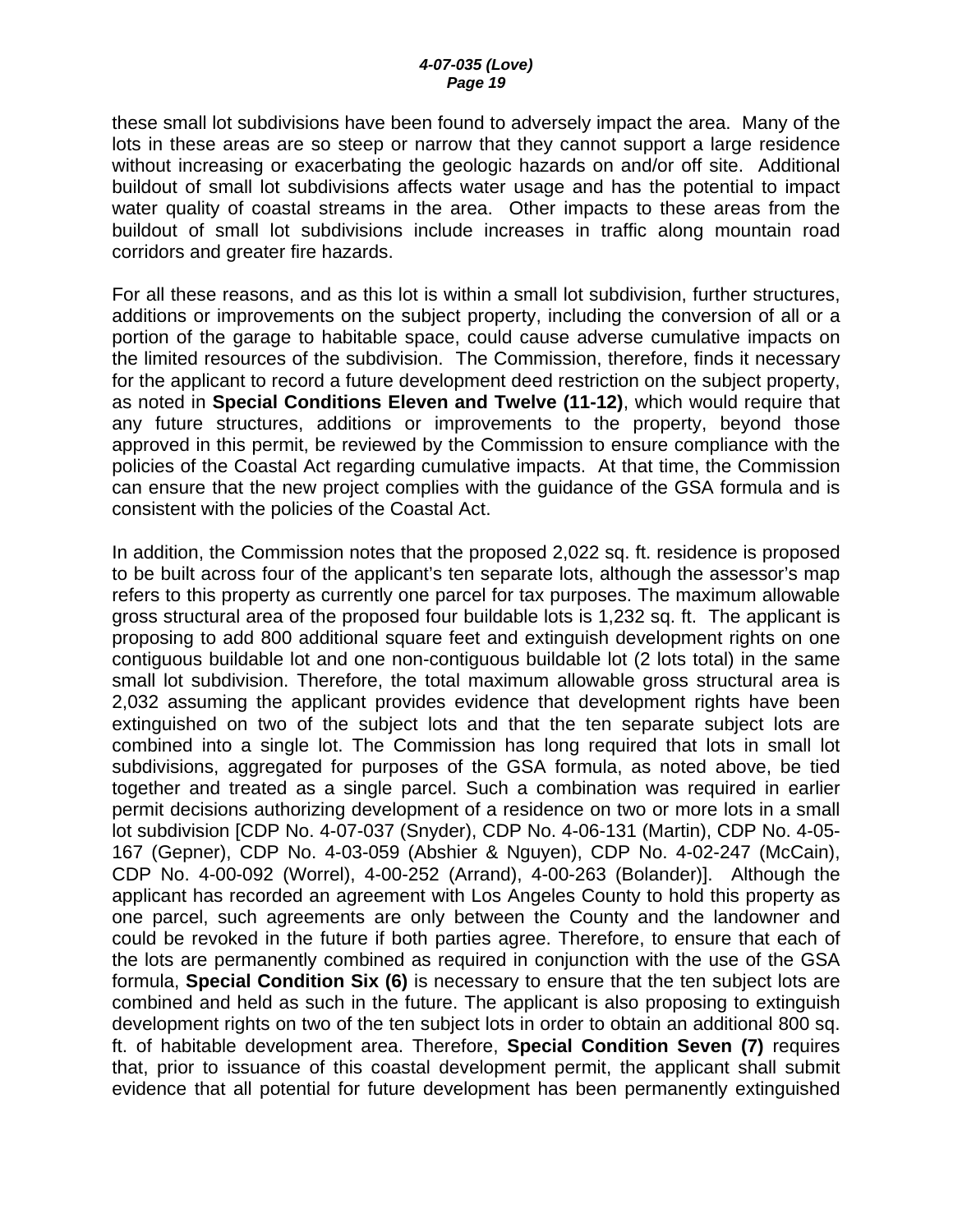these small lot subdivisions have been found to adversely impact the area. Many of the lots in these areas are so steep or narrow that they cannot support a large residence without increasing or exacerbating the geologic hazards on and/or off site. Additional buildout of small lot subdivisions affects water usage and has the potential to impact water quality of coastal streams in the area. Other impacts to these areas from the buildout of small lot subdivisions include increases in traffic along mountain road corridors and greater fire hazards.

For all these reasons, and as this lot is within a small lot subdivision, further structures, additions or improvements on the subject property, including the conversion of all or a portion of the garage to habitable space, could cause adverse cumulative impacts on the limited resources of the subdivision. The Commission, therefore, finds it necessary for the applicant to record a future development deed restriction on the subject property, as noted in **Special Conditions Eleven and Twelve (11-12)**, which would require that any future structures, additions or improvements to the property, beyond those approved in this permit, be reviewed by the Commission to ensure compliance with the policies of the Coastal Act regarding cumulative impacts. At that time, the Commission can ensure that the new project complies with the guidance of the GSA formula and is consistent with the policies of the Coastal Act.

In addition, the Commission notes that the proposed 2,022 sq. ft. residence is proposed to be built across four of the applicant's ten separate lots, although the assessor's map refers to this property as currently one parcel for tax purposes. The maximum allowable gross structural area of the proposed four buildable lots is 1,232 sq. ft. The applicant is proposing to add 800 additional square feet and extinguish development rights on one contiguous buildable lot and one non-contiguous buildable lot (2 lots total) in the same small lot subdivision. Therefore, the total maximum allowable gross structural area is 2,032 assuming the applicant provides evidence that development rights have been extinguished on two of the subject lots and that the ten separate subject lots are combined into a single lot. The Commission has long required that lots in small lot subdivisions, aggregated for purposes of the GSA formula, as noted above, be tied together and treated as a single parcel. Such a combination was required in earlier permit decisions authorizing development of a residence on two or more lots in a small lot subdivision [CDP No. 4-07-037 (Snyder), CDP No. 4-06-131 (Martin), CDP No. 4-05-167 (Gepner), CDP No. 4-03-059 (Abshier & Nguyen), CDP No. 4-02-247 (McCain), CDP No. 4-00-092 (Worrel), 4-00-252 (Arrand), 4-00-263 (Bolander)]. Although the applicant has recorded an agreement with Los Angeles County to hold this property as one parcel, such agreements are only between the County and the landowner and could be revoked in the future if both parties agree. Therefore, to ensure that each of the lots are permanently combined as required in conjunction with the use of the GSA formula, **Special Condition Six (6)** is necessary to ensure that the ten subject lots are combined and held as such in the future. The applicant is also proposing to extinguish development rights on two of the ten subject lots in order to obtain an additional 800 sq. ft. of habitable development area. Therefore, **Special Condition Seven (7)** requires that, prior to issuance of this coastal development permit, the applicant shall submit evidence that all potential for future development has been permanently extinguished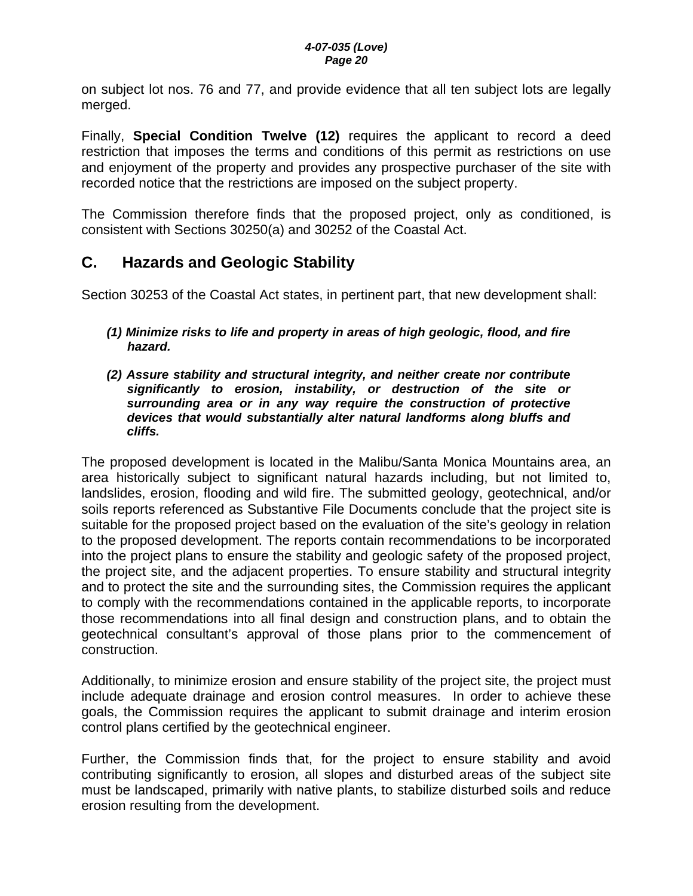on subject lot nos. 76 and 77, and provide evidence that all ten subject lots are legally merged.

Finally, **Special Condition Twelve (12)** requires the applicant to record a deed restriction that imposes the terms and conditions of this permit as restrictions on use and enjoyment of the property and provides any prospective purchaser of the site with recorded notice that the restrictions are imposed on the subject property.

The Commission therefore finds that the proposed project, only as conditioned, is consistent with Sections 30250(a) and 30252 of the Coastal Act.

## C. Hazards and Geologic Stability

Section 30253 of the Coastal Act states, in pertinent part, that new development shall:

> ***(1) Minimize risks to life and property in areas of high geologic, flood, and fire hazard.***
>
> ***(2) Assure stability and structural integrity, and neither create nor contribute significantly to erosion, instability, or destruction of the site or surrounding area or in any way require the construction of protective devices that would substantially alter natural landforms along bluffs and cliffs.***

The proposed development is located in the Malibu/Santa Monica Mountains area, an area historically subject to significant natural hazards including, but not limited to, landslides, erosion, flooding and wild fire. The submitted geology, geotechnical, and/or soils reports referenced as Substantive File Documents conclude that the project site is suitable for the proposed project based on the evaluation of the site's geology in relation to the proposed development. The reports contain recommendations to be incorporated into the project plans to ensure the stability and geologic safety of the proposed project, the project site, and the adjacent properties. To ensure stability and structural integrity and to protect the site and the surrounding sites, the Commission requires the applicant to comply with the recommendations contained in the applicable reports, to incorporate those recommendations into all final design and construction plans, and to obtain the geotechnical consultant's approval of those plans prior to the commencement of construction.

Additionally, to minimize erosion and ensure stability of the project site, the project must include adequate drainage and erosion control measures. In order to achieve these goals, the Commission requires the applicant to submit drainage and interim erosion control plans certified by the geotechnical engineer.

Further, the Commission finds that, for the project to ensure stability and avoid contributing significantly to erosion, all slopes and disturbed areas of the subject site must be landscaped, primarily with native plants, to stabilize disturbed soils and reduce erosion resulting from the development.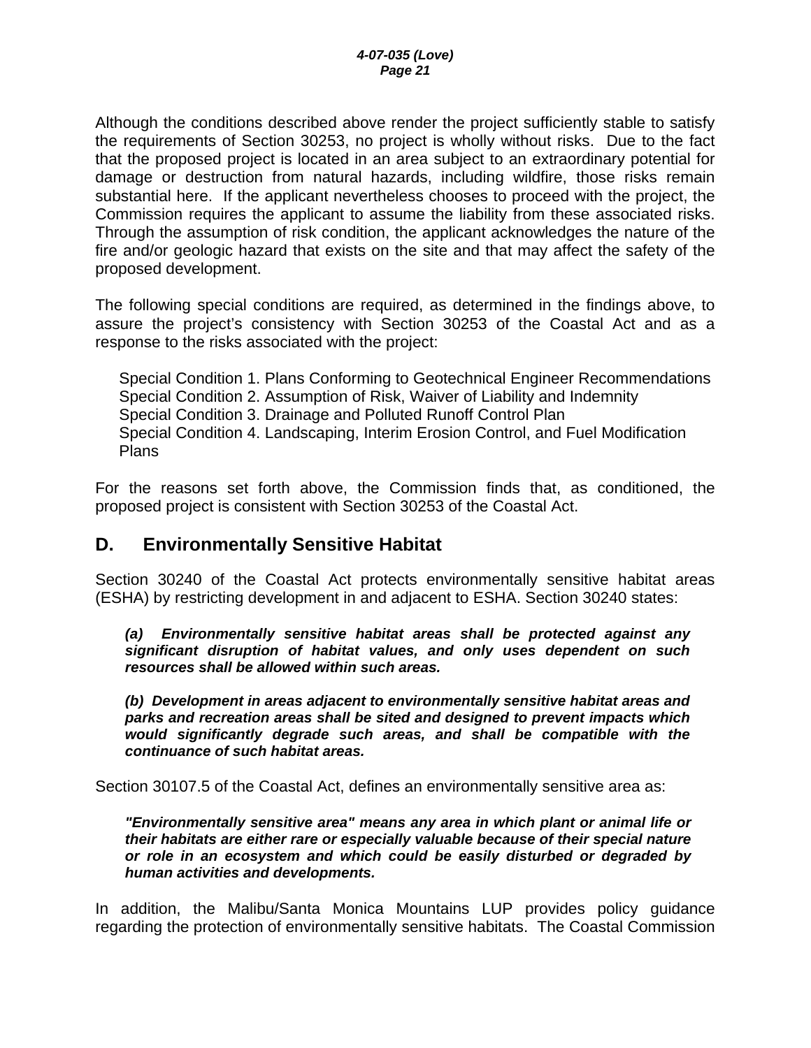Although the conditions described above render the project sufficiently stable to satisfy the requirements of Section 30253, no project is wholly without risks. Due to the fact that the proposed project is located in an area subject to an extraordinary potential for damage or destruction from natural hazards, including wildfire, those risks remain substantial here. If the applicant nevertheless chooses to proceed with the project, the Commission requires the applicant to assume the liability from these associated risks. Through the assumption of risk condition, the applicant acknowledges the nature of the fire and/or geologic hazard that exists on the site and that may affect the safety of the proposed development.

The following special conditions are required, as determined in the findings above, to assure the project's consistency with Section 30253 of the Coastal Act and as a response to the risks associated with the project:

Special Condition 1. Plans Conforming to Geotechnical Engineer Recommendations
Special Condition 2. Assumption of Risk, Waiver of Liability and Indemnity
Special Condition 3. Drainage and Polluted Runoff Control Plan
Special Condition 4. Landscaping, Interim Erosion Control, and Fuel Modification Plans

For the reasons set forth above, the Commission finds that, as conditioned, the proposed project is consistent with Section 30253 of the Coastal Act.

## D. Environmentally Sensitive Habitat

Section 30240 of the Coastal Act protects environmentally sensitive habitat areas (ESHA) by restricting development in and adjacent to ESHA. Section 30240 states:

> ***(a) Environmentally sensitive habitat areas shall be protected against any significant disruption of habitat values, and only uses dependent on such resources shall be allowed within such areas.***
>
> ***(b) Development in areas adjacent to environmentally sensitive habitat areas and parks and recreation areas shall be sited and designed to prevent impacts which would significantly degrade such areas, and shall be compatible with the continuance of such habitat areas.***

Section 30107.5 of the Coastal Act, defines an environmentally sensitive area as:

> ***"Environmentally sensitive area" means any area in which plant or animal life or their habitats are either rare or especially valuable because of their special nature or role in an ecosystem and which could be easily disturbed or degraded by human activities and developments.***

In addition, the Malibu/Santa Monica Mountains LUP provides policy guidance regarding the protection of environmentally sensitive habitats. The Coastal Commission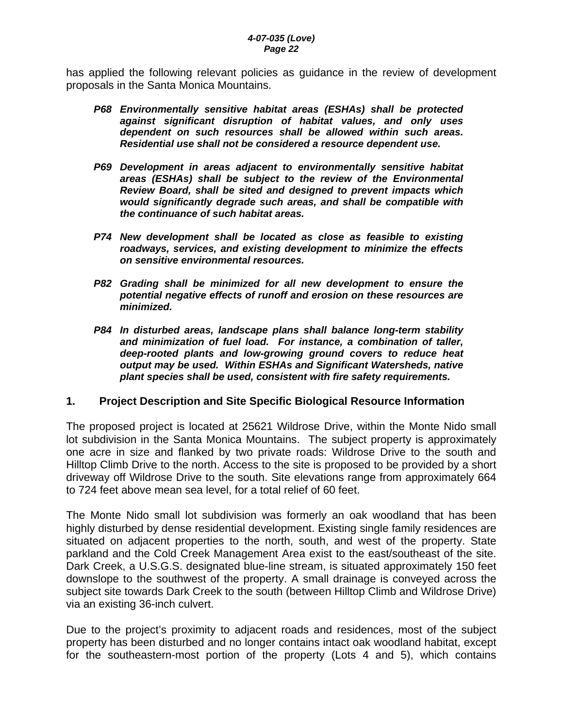has applied the following relevant policies as guidance in the review of development proposals in the Santa Monica Mountains.

***P68** Environmentally sensitive habitat areas (ESHAs) shall be protected against significant disruption of habitat values, and only uses dependent on such resources shall be allowed within such areas. Residential use shall not be considered a resource dependent use.*

***P69** Development in areas adjacent to environmentally sensitive habitat areas (ESHAs) shall be subject to the review of the Environmental Review Board, shall be sited and designed to prevent impacts which would significantly degrade such areas, and shall be compatible with the continuance of such habitat areas.*

***P74** New development shall be located as close as feasible to existing roadways, services, and existing development to minimize the effects on sensitive environmental resources.*

***P82** Grading shall be minimized for all new development to ensure the potential negative effects of runoff and erosion on these resources are minimized.*

***P84** In disturbed areas, landscape plans shall balance long-term stability and minimization of fuel load. For instance, a combination of taller, deep-rooted plants and low-growing ground covers to reduce heat output may be used. Within ESHAs and Significant Watersheds, native plant species shall be used, consistent with fire safety requirements.*

## 1. Project Description and Site Specific Biological Resource Information

The proposed project is located at 25621 Wildrose Drive, within the Monte Nido small lot subdivision in the Santa Monica Mountains. The subject property is approximately one acre in size and flanked by two private roads: Wildrose Drive to the south and Hilltop Climb Drive to the north. Access to the site is proposed to be provided by a short driveway off Wildrose Drive to the south. Site elevations range from approximately 664 to 724 feet above mean sea level, for a total relief of 60 feet.

The Monte Nido small lot subdivision was formerly an oak woodland that has been highly disturbed by dense residential development. Existing single family residences are situated on adjacent properties to the north, south, and west of the property. State parkland and the Cold Creek Management Area exist to the east/southeast of the site. Dark Creek, a U.S.G.S. designated blue-line stream, is situated approximately 150 feet downslope to the southwest of the property. A small drainage is conveyed across the subject site towards Dark Creek to the south (between Hilltop Climb and Wildrose Drive) via an existing 36-inch culvert.

Due to the project's proximity to adjacent roads and residences, most of the subject property has been disturbed and no longer contains intact oak woodland habitat, except for the southeastern-most portion of the property (Lots 4 and 5), which contains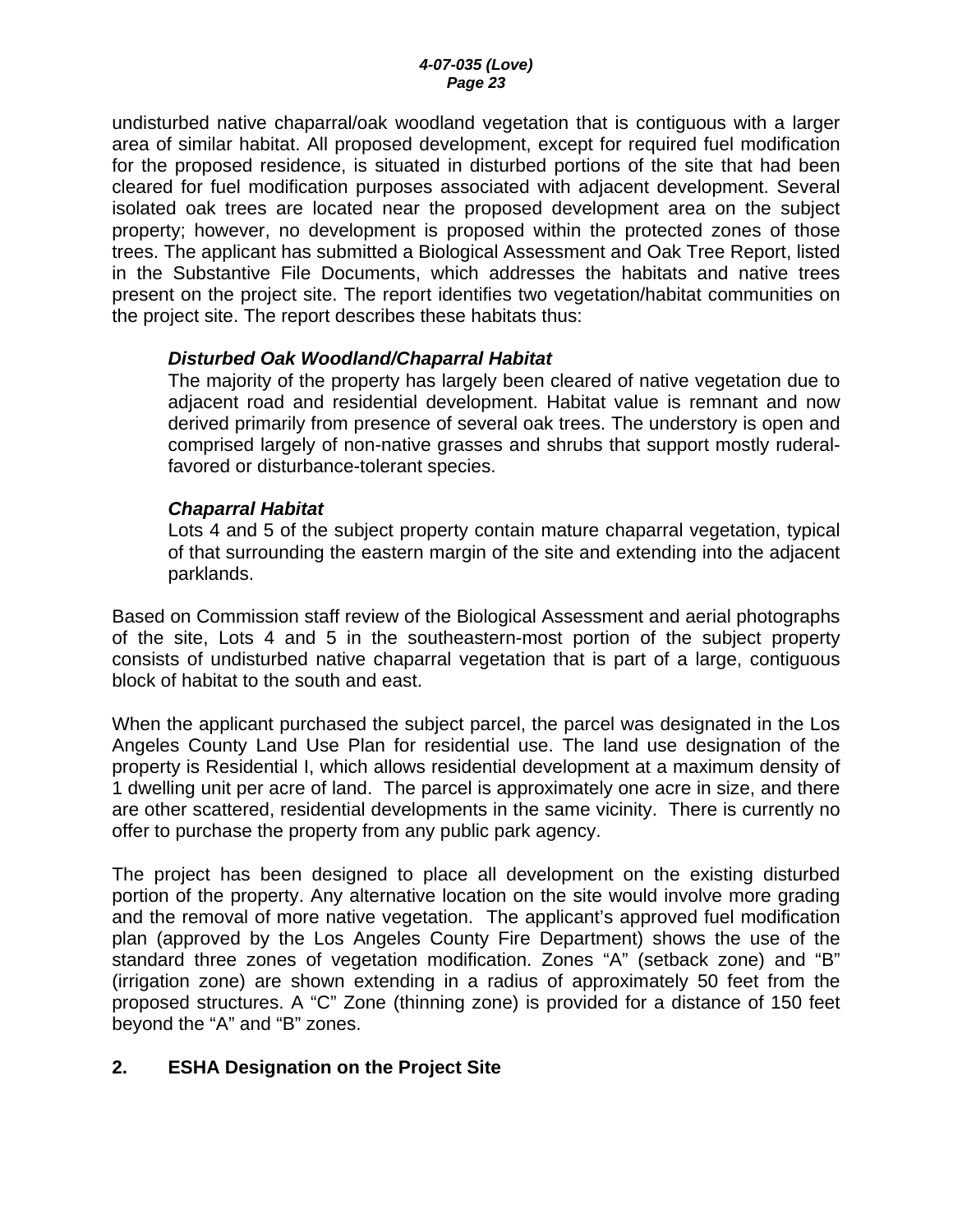undisturbed native chaparral/oak woodland vegetation that is contiguous with a larger area of similar habitat. All proposed development, except for required fuel modification for the proposed residence, is situated in disturbed portions of the site that had been cleared for fuel modification purposes associated with adjacent development. Several isolated oak trees are located near the proposed development area on the subject property; however, no development is proposed within the protected zones of those trees. The applicant has submitted a Biological Assessment and Oak Tree Report, listed in the Substantive File Documents, which addresses the habitats and native trees present on the project site. The report identifies two vegetation/habitat communities on the project site. The report describes these habitats thus:

> ***Disturbed Oak Woodland/Chaparral Habitat***
> The majority of the property has largely been cleared of native vegetation due to adjacent road and residential development. Habitat value is remnant and now derived primarily from presence of several oak trees. The understory is open and comprised largely of non-native grasses and shrubs that support mostly ruderal-favored or disturbance-tolerant species.
>
> ***Chaparral Habitat***
> Lots 4 and 5 of the subject property contain mature chaparral vegetation, typical of that surrounding the eastern margin of the site and extending into the adjacent parklands.

Based on Commission staff review of the Biological Assessment and aerial photographs of the site, Lots 4 and 5 in the southeastern-most portion of the subject property consists of undisturbed native chaparral vegetation that is part of a large, contiguous block of habitat to the south and east.

When the applicant purchased the subject parcel, the parcel was designated in the Los Angeles County Land Use Plan for residential use. The land use designation of the property is Residential I, which allows residential development at a maximum density of 1 dwelling unit per acre of land. The parcel is approximately one acre in size, and there are other scattered, residential developments in the same vicinity. There is currently no offer to purchase the property from any public park agency.

The project has been designed to place all development on the existing disturbed portion of the property. Any alternative location on the site would involve more grading and the removal of more native vegetation. The applicant's approved fuel modification plan (approved by the Los Angeles County Fire Department) shows the use of the standard three zones of vegetation modification. Zones "A" (setback zone) and "B" (irrigation zone) are shown extending in a radius of approximately 50 feet from the proposed structures. A "C" Zone (thinning zone) is provided for a distance of 150 feet beyond the "A" and "B" zones.

## 2. ESHA Designation on the Project Site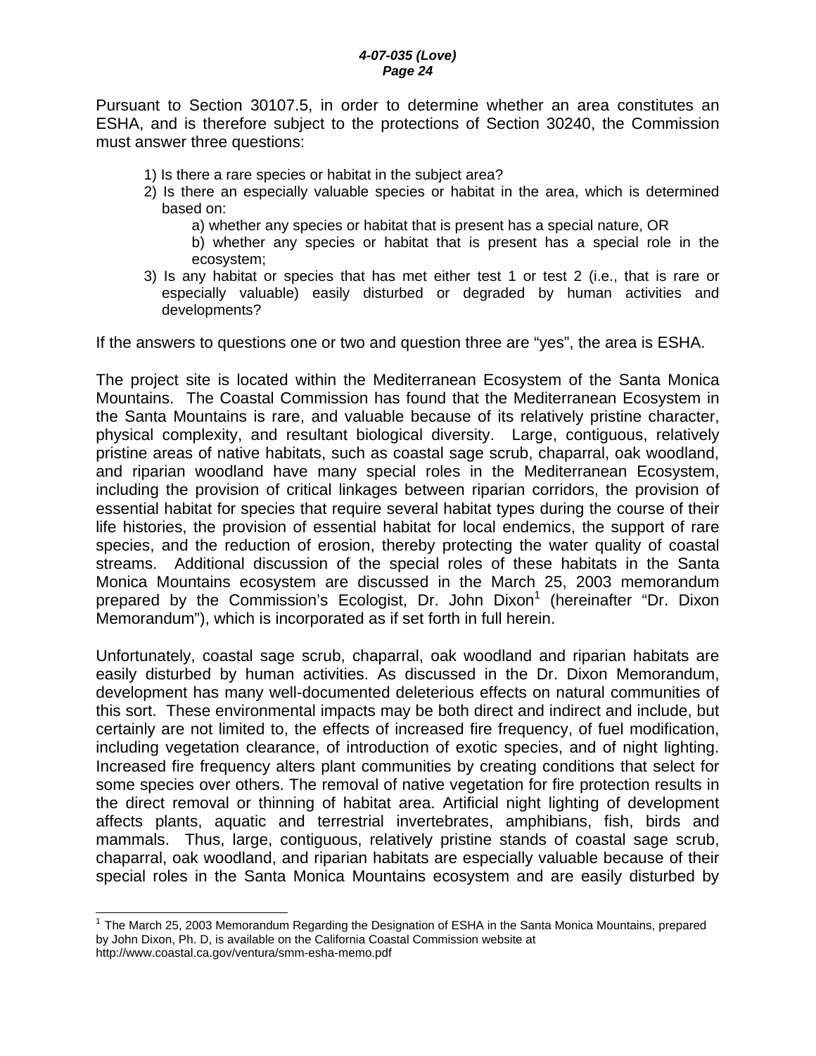Pursuant to Section 30107.5, in order to determine whether an area constitutes an ESHA, and is therefore subject to the protections of Section 30240, the Commission must answer three questions:

1) Is there a rare species or habitat in the subject area?
2) Is there an especially valuable species or habitat in the area, which is determined based on:
    a) whether any species or habitat that is present has a special nature, OR
    b) whether any species or habitat that is present has a special role in the ecosystem;
3) Is any habitat or species that has met either test 1 or test 2 (i.e., that is rare or especially valuable) easily disturbed or degraded by human activities and developments?

If the answers to questions one or two and question three are "yes", the area is ESHA.

The project site is located within the Mediterranean Ecosystem of the Santa Monica Mountains. The Coastal Commission has found that the Mediterranean Ecosystem in the Santa Mountains is rare, and valuable because of its relatively pristine character, physical complexity, and resultant biological diversity. Large, contiguous, relatively pristine areas of native habitats, such as coastal sage scrub, chaparral, oak woodland, and riparian woodland have many special roles in the Mediterranean Ecosystem, including the provision of critical linkages between riparian corridors, the provision of essential habitat for species that require several habitat types during the course of their life histories, the provision of essential habitat for local endemics, the support of rare species, and the reduction of erosion, thereby protecting the water quality of coastal streams. Additional discussion of the special roles of these habitats in the Santa Monica Mountains ecosystem are discussed in the March 25, 2003 memorandum prepared by the Commission's Ecologist, Dr. John Dixon[1] (hereinafter "Dr. Dixon Memorandum"), which is incorporated as if set forth in full herein.

Unfortunately, coastal sage scrub, chaparral, oak woodland and riparian habitats are easily disturbed by human activities. As discussed in the Dr. Dixon Memorandum, development has many well-documented deleterious effects on natural communities of this sort. These environmental impacts may be both direct and indirect and include, but certainly are not limited to, the effects of increased fire frequency, of fuel modification, including vegetation clearance, of introduction of exotic species, and of night lighting. Increased fire frequency alters plant communities by creating conditions that select for some species over others. The removal of native vegetation for fire protection results in the direct removal or thinning of habitat area. Artificial night lighting of development affects plants, aquatic and terrestrial invertebrates, amphibians, fish, birds and mammals. Thus, large, contiguous, relatively pristine stands of coastal sage scrub, chaparral, oak woodland, and riparian habitats are especially valuable because of their special roles in the Santa Monica Mountains ecosystem and are easily disturbed by

---

[1] The March 25, 2003 Memorandum Regarding the Designation of ESHA in the Santa Monica Mountains, prepared by John Dixon, Ph. D, is available on the California Coastal Commission website at http://www.coastal.ca.gov/ventura/smm-esha-memo.pdf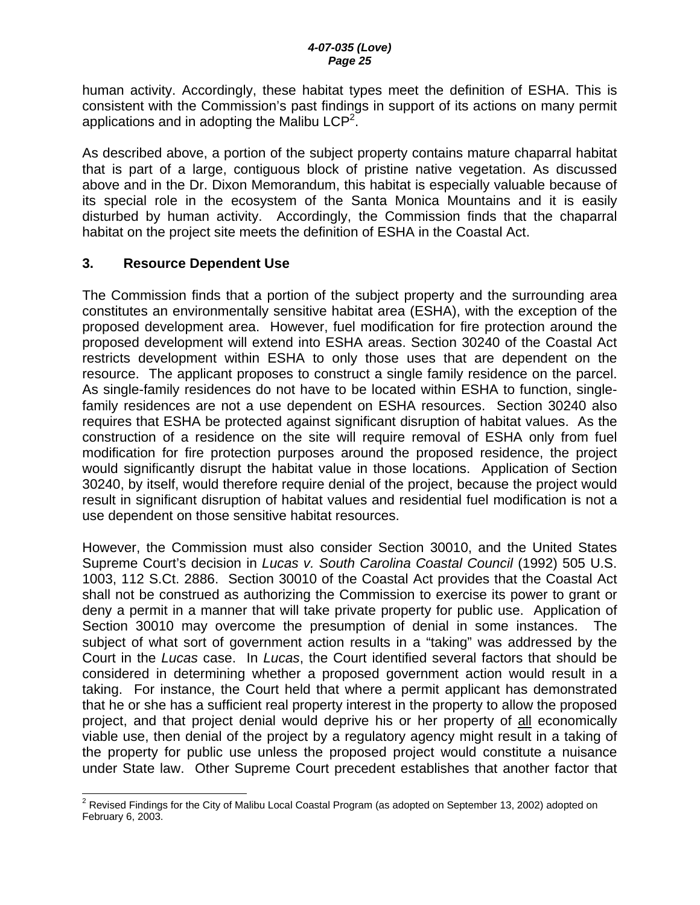human activity. Accordingly, these habitat types meet the definition of ESHA. This is consistent with the Commission's past findings in support of its actions on many permit applications and in adopting the Malibu LCP[2].

As described above, a portion of the subject property contains mature chaparral habitat that is part of a large, contiguous block of pristine native vegetation. As discussed above and in the Dr. Dixon Memorandum, this habitat is especially valuable because of its special role in the ecosystem of the Santa Monica Mountains and it is easily disturbed by human activity. Accordingly, the Commission finds that the chaparral habitat on the project site meets the definition of ESHA in the Coastal Act.

### 3. Resource Dependent Use

The Commission finds that a portion of the subject property and the surrounding area constitutes an environmentally sensitive habitat area (ESHA), with the exception of the proposed development area. However, fuel modification for fire protection around the proposed development will extend into ESHA areas. Section 30240 of the Coastal Act restricts development within ESHA to only those uses that are dependent on the resource. The applicant proposes to construct a single family residence on the parcel. As single-family residences do not have to be located within ESHA to function, single-family residences are not a use dependent on ESHA resources. Section 30240 also requires that ESHA be protected against significant disruption of habitat values. As the construction of a residence on the site will require removal of ESHA only from fuel modification for fire protection purposes around the proposed residence, the project would significantly disrupt the habitat value in those locations. Application of Section 30240, by itself, would therefore require denial of the project, because the project would result in significant disruption of habitat values and residential fuel modification is not a use dependent on those sensitive habitat resources.

However, the Commission must also consider Section 30010, and the United States Supreme Court's decision in *Lucas v. South Carolina Coastal Council* (1992) 505 U.S. 1003, 112 S.Ct. 2886. Section 30010 of the Coastal Act provides that the Coastal Act shall not be construed as authorizing the Commission to exercise its power to grant or deny a permit in a manner that will take private property for public use. Application of Section 30010 may overcome the presumption of denial in some instances. The subject of what sort of government action results in a "taking" was addressed by the Court in the *Lucas* case. In *Lucas*, the Court identified several factors that should be considered in determining whether a proposed government action would result in a taking. For instance, the Court held that where a permit applicant has demonstrated that he or she has a sufficient real property interest in the property to allow the proposed project, and that project denial would deprive his or her property of all economically viable use, then denial of the project by a regulatory agency might result in a taking of the property for public use unless the proposed project would constitute a nuisance under State law. Other Supreme Court precedent establishes that another factor that

[2] Revised Findings for the City of Malibu Local Coastal Program (as adopted on September 13, 2002) adopted on February 6, 2003.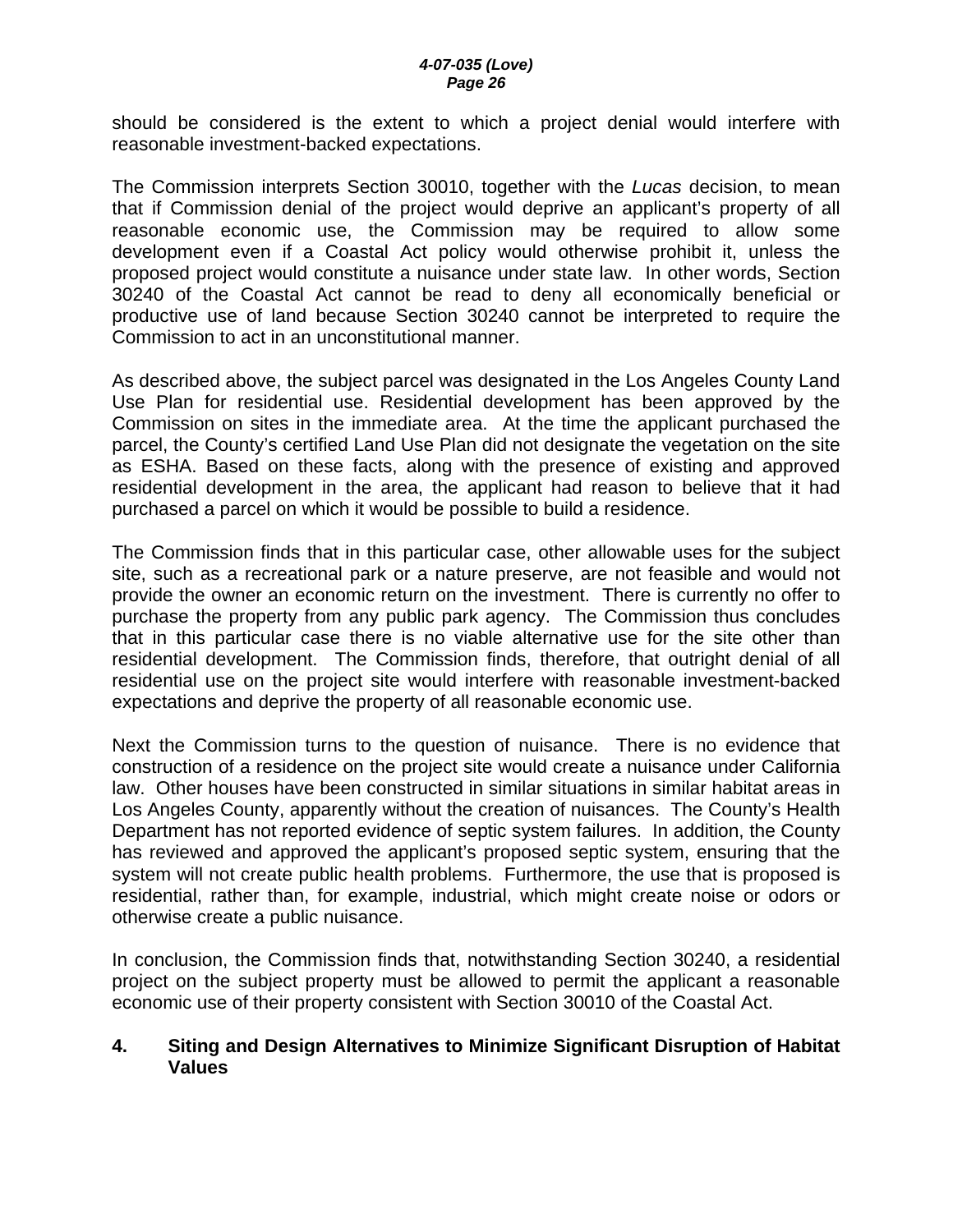should be considered is the extent to which a project denial would interfere with reasonable investment-backed expectations.

The Commission interprets Section 30010, together with the *Lucas* decision, to mean that if Commission denial of the project would deprive an applicant's property of all reasonable economic use, the Commission may be required to allow some development even if a Coastal Act policy would otherwise prohibit it, unless the proposed project would constitute a nuisance under state law. In other words, Section 30240 of the Coastal Act cannot be read to deny all economically beneficial or productive use of land because Section 30240 cannot be interpreted to require the Commission to act in an unconstitutional manner.

As described above, the subject parcel was designated in the Los Angeles County Land Use Plan for residential use. Residential development has been approved by the Commission on sites in the immediate area. At the time the applicant purchased the parcel, the County's certified Land Use Plan did not designate the vegetation on the site as ESHA. Based on these facts, along with the presence of existing and approved residential development in the area, the applicant had reason to believe that it had purchased a parcel on which it would be possible to build a residence.

The Commission finds that in this particular case, other allowable uses for the subject site, such as a recreational park or a nature preserve, are not feasible and would not provide the owner an economic return on the investment. There is currently no offer to purchase the property from any public park agency. The Commission thus concludes that in this particular case there is no viable alternative use for the site other than residential development. The Commission finds, therefore, that outright denial of all residential use on the project site would interfere with reasonable investment-backed expectations and deprive the property of all reasonable economic use.

Next the Commission turns to the question of nuisance. There is no evidence that construction of a residence on the project site would create a nuisance under California law. Other houses have been constructed in similar situations in similar habitat areas in Los Angeles County, apparently without the creation of nuisances. The County's Health Department has not reported evidence of septic system failures. In addition, the County has reviewed and approved the applicant's proposed septic system, ensuring that the system will not create public health problems. Furthermore, the use that is proposed is residential, rather than, for example, industrial, which might create noise or odors or otherwise create a public nuisance.

In conclusion, the Commission finds that, notwithstanding Section 30240, a residential project on the subject property must be allowed to permit the applicant a reasonable economic use of their property consistent with Section 30010 of the Coastal Act.

### 4. Siting and Design Alternatives to Minimize Significant Disruption of Habitat Values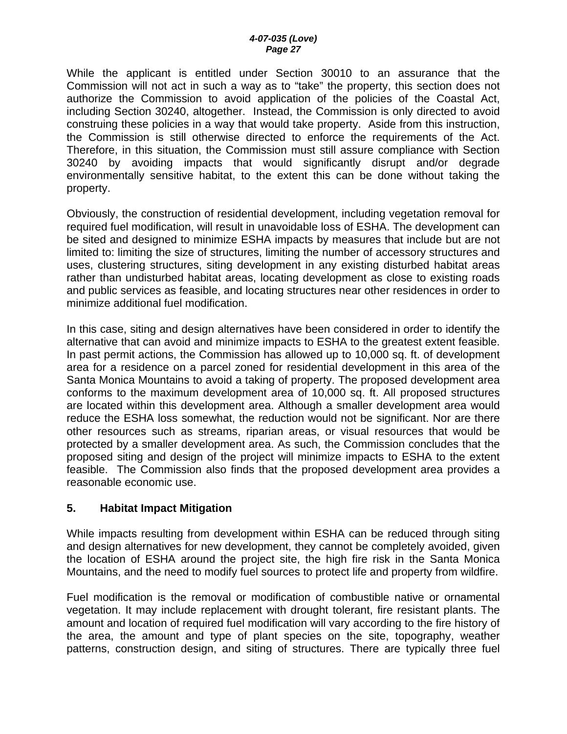While the applicant is entitled under Section 30010 to an assurance that the Commission will not act in such a way as to "take" the property, this section does not authorize the Commission to avoid application of the policies of the Coastal Act, including Section 30240, altogether. Instead, the Commission is only directed to avoid construing these policies in a way that would take property. Aside from this instruction, the Commission is still otherwise directed to enforce the requirements of the Act. Therefore, in this situation, the Commission must still assure compliance with Section 30240 by avoiding impacts that would significantly disrupt and/or degrade environmentally sensitive habitat, to the extent this can be done without taking the property.

Obviously, the construction of residential development, including vegetation removal for required fuel modification, will result in unavoidable loss of ESHA. The development can be sited and designed to minimize ESHA impacts by measures that include but are not limited to: limiting the size of structures, limiting the number of accessory structures and uses, clustering structures, siting development in any existing disturbed habitat areas rather than undisturbed habitat areas, locating development as close to existing roads and public services as feasible, and locating structures near other residences in order to minimize additional fuel modification.

In this case, siting and design alternatives have been considered in order to identify the alternative that can avoid and minimize impacts to ESHA to the greatest extent feasible. In past permit actions, the Commission has allowed up to 10,000 sq. ft. of development area for a residence on a parcel zoned for residential development in this area of the Santa Monica Mountains to avoid a taking of property. The proposed development area conforms to the maximum development area of 10,000 sq. ft. All proposed structures are located within this development area. Although a smaller development area would reduce the ESHA loss somewhat, the reduction would not be significant. Nor are there other resources such as streams, riparian areas, or visual resources that would be protected by a smaller development area. As such, the Commission concludes that the proposed siting and design of the project will minimize impacts to ESHA to the extent feasible. The Commission also finds that the proposed development area provides a reasonable economic use.

### 5. Habitat Impact Mitigation

While impacts resulting from development within ESHA can be reduced through siting and design alternatives for new development, they cannot be completely avoided, given the location of ESHA around the project site, the high fire risk in the Santa Monica Mountains, and the need to modify fuel sources to protect life and property from wildfire.

Fuel modification is the removal or modification of combustible native or ornamental vegetation. It may include replacement with drought tolerant, fire resistant plants. The amount and location of required fuel modification will vary according to the fire history of the area, the amount and type of plant species on the site, topography, weather patterns, construction design, and siting of structures. There are typically three fuel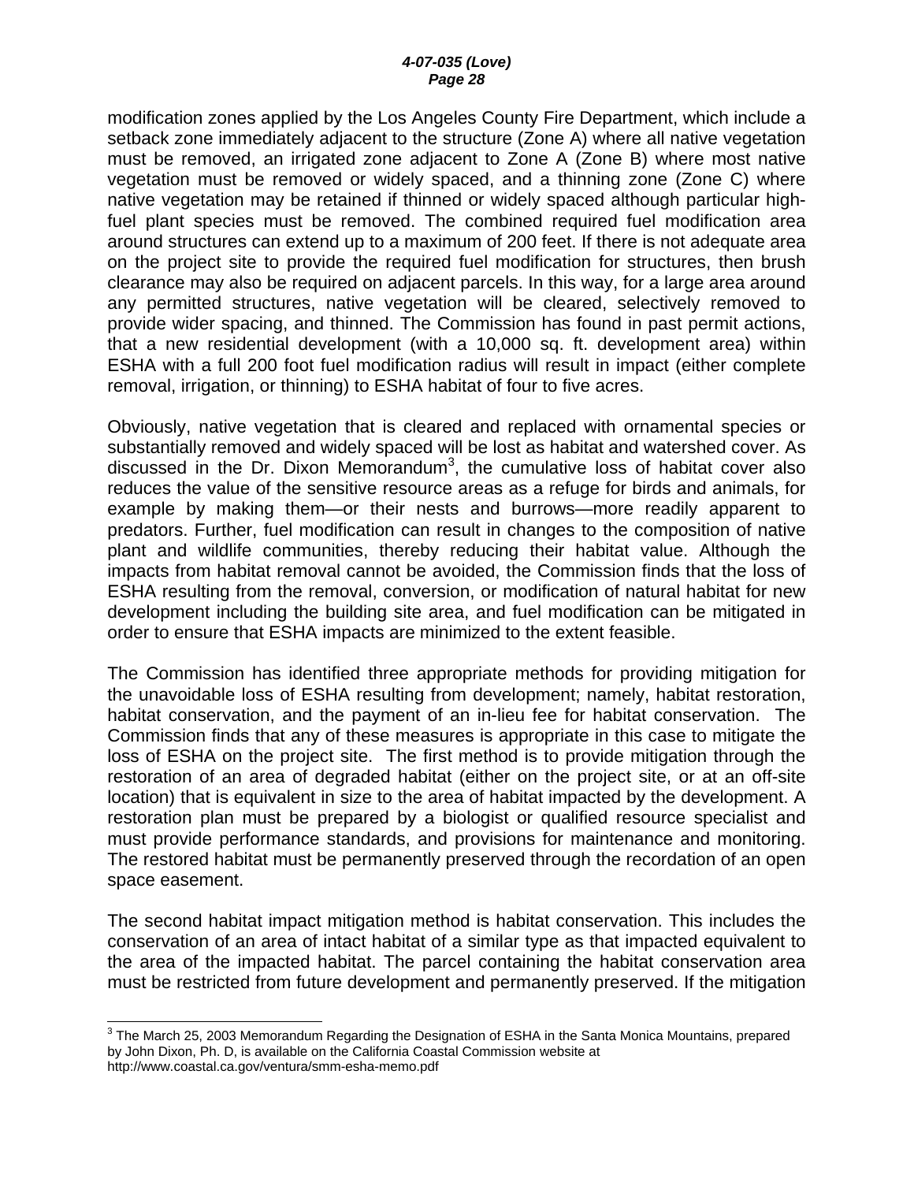modification zones applied by the Los Angeles County Fire Department, which include a setback zone immediately adjacent to the structure (Zone A) where all native vegetation must be removed, an irrigated zone adjacent to Zone A (Zone B) where most native vegetation must be removed or widely spaced, and a thinning zone (Zone C) where native vegetation may be retained if thinned or widely spaced although particular high-fuel plant species must be removed. The combined required fuel modification area around structures can extend up to a maximum of 200 feet. If there is not adequate area on the project site to provide the required fuel modification for structures, then brush clearance may also be required on adjacent parcels. In this way, for a large area around any permitted structures, native vegetation will be cleared, selectively removed to provide wider spacing, and thinned. The Commission has found in past permit actions, that a new residential development (with a 10,000 sq. ft. development area) within ESHA with a full 200 foot fuel modification radius will result in impact (either complete removal, irrigation, or thinning) to ESHA habitat of four to five acres.

Obviously, native vegetation that is cleared and replaced with ornamental species or substantially removed and widely spaced will be lost as habitat and watershed cover. As discussed in the Dr. Dixon Memorandum[3], the cumulative loss of habitat cover also reduces the value of the sensitive resource areas as a refuge for birds and animals, for example by making them—or their nests and burrows—more readily apparent to predators. Further, fuel modification can result in changes to the composition of native plant and wildlife communities, thereby reducing their habitat value. Although the impacts from habitat removal cannot be avoided, the Commission finds that the loss of ESHA resulting from the removal, conversion, or modification of natural habitat for new development including the building site area, and fuel modification can be mitigated in order to ensure that ESHA impacts are minimized to the extent feasible.

The Commission has identified three appropriate methods for providing mitigation for the unavoidable loss of ESHA resulting from development; namely, habitat restoration, habitat conservation, and the payment of an in-lieu fee for habitat conservation. The Commission finds that any of these measures is appropriate in this case to mitigate the loss of ESHA on the project site. The first method is to provide mitigation through the restoration of an area of degraded habitat (either on the project site, or at an off-site location) that is equivalent in size to the area of habitat impacted by the development. A restoration plan must be prepared by a biologist or qualified resource specialist and must provide performance standards, and provisions for maintenance and monitoring. The restored habitat must be permanently preserved through the recordation of an open space easement.

The second habitat impact mitigation method is habitat conservation. This includes the conservation of an area of intact habitat of a similar type as that impacted equivalent to the area of the impacted habitat. The parcel containing the habitat conservation area must be restricted from future development and permanently preserved. If the mitigation

[3] The March 25, 2003 Memorandum Regarding the Designation of ESHA in the Santa Monica Mountains, prepared by John Dixon, Ph. D, is available on the California Coastal Commission website at http://www.coastal.ca.gov/ventura/smm-esha-memo.pdf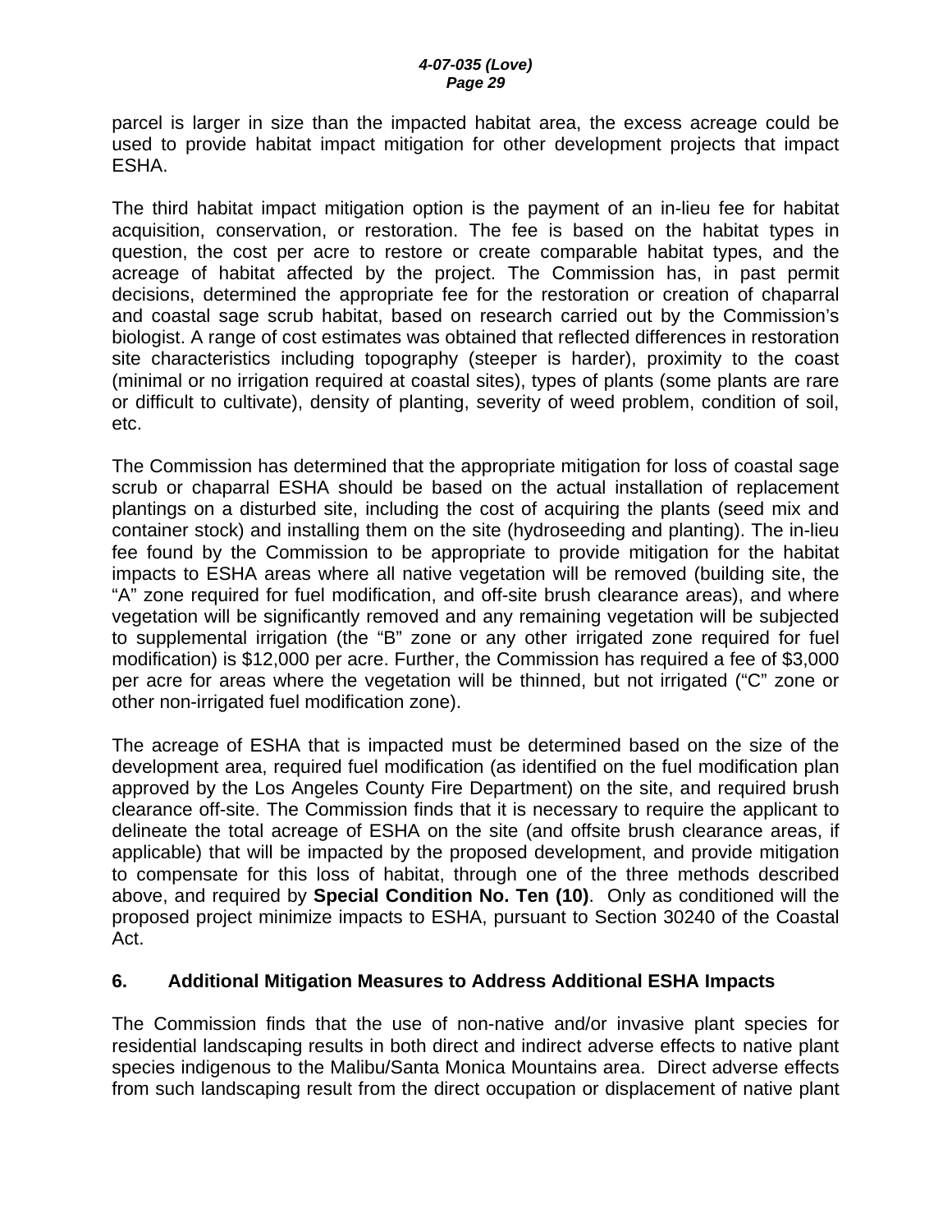parcel is larger in size than the impacted habitat area, the excess acreage could be used to provide habitat impact mitigation for other development projects that impact ESHA.

The third habitat impact mitigation option is the payment of an in-lieu fee for habitat acquisition, conservation, or restoration. The fee is based on the habitat types in question, the cost per acre to restore or create comparable habitat types, and the acreage of habitat affected by the project. The Commission has, in past permit decisions, determined the appropriate fee for the restoration or creation of chaparral and coastal sage scrub habitat, based on research carried out by the Commission's biologist. A range of cost estimates was obtained that reflected differences in restoration site characteristics including topography (steeper is harder), proximity to the coast (minimal or no irrigation required at coastal sites), types of plants (some plants are rare or difficult to cultivate), density of planting, severity of weed problem, condition of soil, etc.

The Commission has determined that the appropriate mitigation for loss of coastal sage scrub or chaparral ESHA should be based on the actual installation of replacement plantings on a disturbed site, including the cost of acquiring the plants (seed mix and container stock) and installing them on the site (hydroseeding and planting). The in-lieu fee found by the Commission to be appropriate to provide mitigation for the habitat impacts to ESHA areas where all native vegetation will be removed (building site, the "A" zone required for fuel modification, and off-site brush clearance areas), and where vegetation will be significantly removed and any remaining vegetation will be subjected to supplemental irrigation (the "B" zone or any other irrigated zone required for fuel modification) is $12,000 per acre. Further, the Commission has required a fee of $3,000 per acre for areas where the vegetation will be thinned, but not irrigated ("C" zone or other non-irrigated fuel modification zone).

The acreage of ESHA that is impacted must be determined based on the size of the development area, required fuel modification (as identified on the fuel modification plan approved by the Los Angeles County Fire Department) on the site, and required brush clearance off-site. The Commission finds that it is necessary to require the applicant to delineate the total acreage of ESHA on the site (and offsite brush clearance areas, if applicable) that will be impacted by the proposed development, and provide mitigation to compensate for this loss of habitat, through one of the three methods described above, and required by **Special Condition No. Ten (10)**. Only as conditioned will the proposed project minimize impacts to ESHA, pursuant to Section 30240 of the Coastal Act.

### 6. Additional Mitigation Measures to Address Additional ESHA Impacts

The Commission finds that the use of non-native and/or invasive plant species for residential landscaping results in both direct and indirect adverse effects to native plant species indigenous to the Malibu/Santa Monica Mountains area. Direct adverse effects from such landscaping result from the direct occupation or displacement of native plant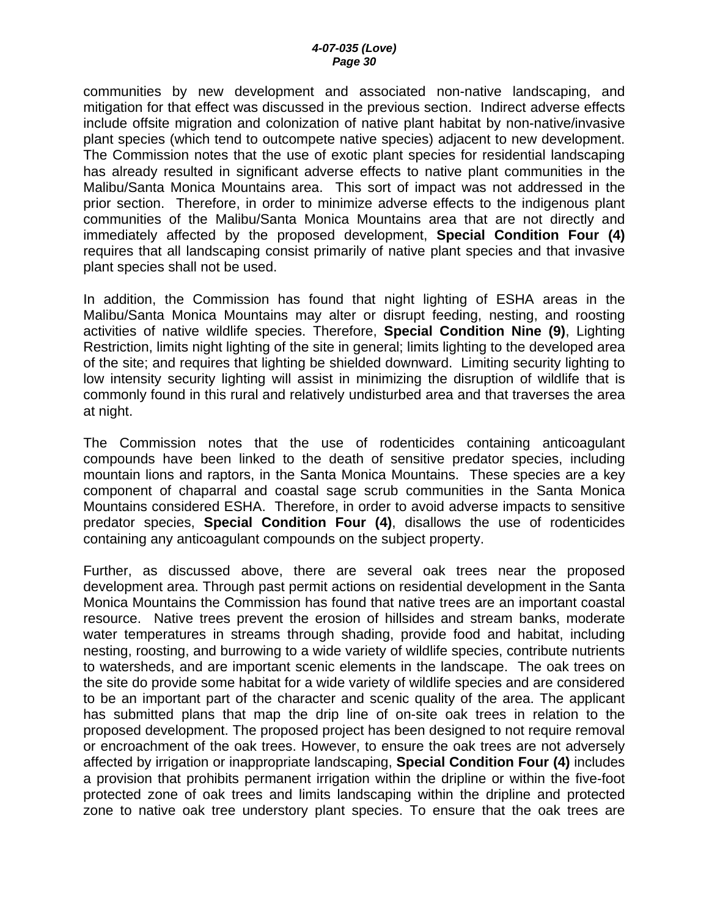communities by new development and associated non-native landscaping, and mitigation for that effect was discussed in the previous section. Indirect adverse effects include offsite migration and colonization of native plant habitat by non-native/invasive plant species (which tend to outcompete native species) adjacent to new development. The Commission notes that the use of exotic plant species for residential landscaping has already resulted in significant adverse effects to native plant communities in the Malibu/Santa Monica Mountains area. This sort of impact was not addressed in the prior section. Therefore, in order to minimize adverse effects to the indigenous plant communities of the Malibu/Santa Monica Mountains area that are not directly and immediately affected by the proposed development, **Special Condition Four (4)** requires that all landscaping consist primarily of native plant species and that invasive plant species shall not be used.

In addition, the Commission has found that night lighting of ESHA areas in the Malibu/Santa Monica Mountains may alter or disrupt feeding, nesting, and roosting activities of native wildlife species. Therefore, **Special Condition Nine (9)**, Lighting Restriction, limits night lighting of the site in general; limits lighting to the developed area of the site; and requires that lighting be shielded downward. Limiting security lighting to low intensity security lighting will assist in minimizing the disruption of wildlife that is commonly found in this rural and relatively undisturbed area and that traverses the area at night.

The Commission notes that the use of rodenticides containing anticoagulant compounds have been linked to the death of sensitive predator species, including mountain lions and raptors, in the Santa Monica Mountains. These species are a key component of chaparral and coastal sage scrub communities in the Santa Monica Mountains considered ESHA. Therefore, in order to avoid adverse impacts to sensitive predator species, **Special Condition Four (4)**, disallows the use of rodenticides containing any anticoagulant compounds on the subject property.

Further, as discussed above, there are several oak trees near the proposed development area. Through past permit actions on residential development in the Santa Monica Mountains the Commission has found that native trees are an important coastal resource. Native trees prevent the erosion of hillsides and stream banks, moderate water temperatures in streams through shading, provide food and habitat, including nesting, roosting, and burrowing to a wide variety of wildlife species, contribute nutrients to watersheds, and are important scenic elements in the landscape. The oak trees on the site do provide some habitat for a wide variety of wildlife species and are considered to be an important part of the character and scenic quality of the area. The applicant has submitted plans that map the drip line of on-site oak trees in relation to the proposed development. The proposed project has been designed to not require removal or encroachment of the oak trees. However, to ensure the oak trees are not adversely affected by irrigation or inappropriate landscaping, **Special Condition Four (4)** includes a provision that prohibits permanent irrigation within the dripline or within the five-foot protected zone of oak trees and limits landscaping within the dripline and protected zone to native oak tree understory plant species. To ensure that the oak trees are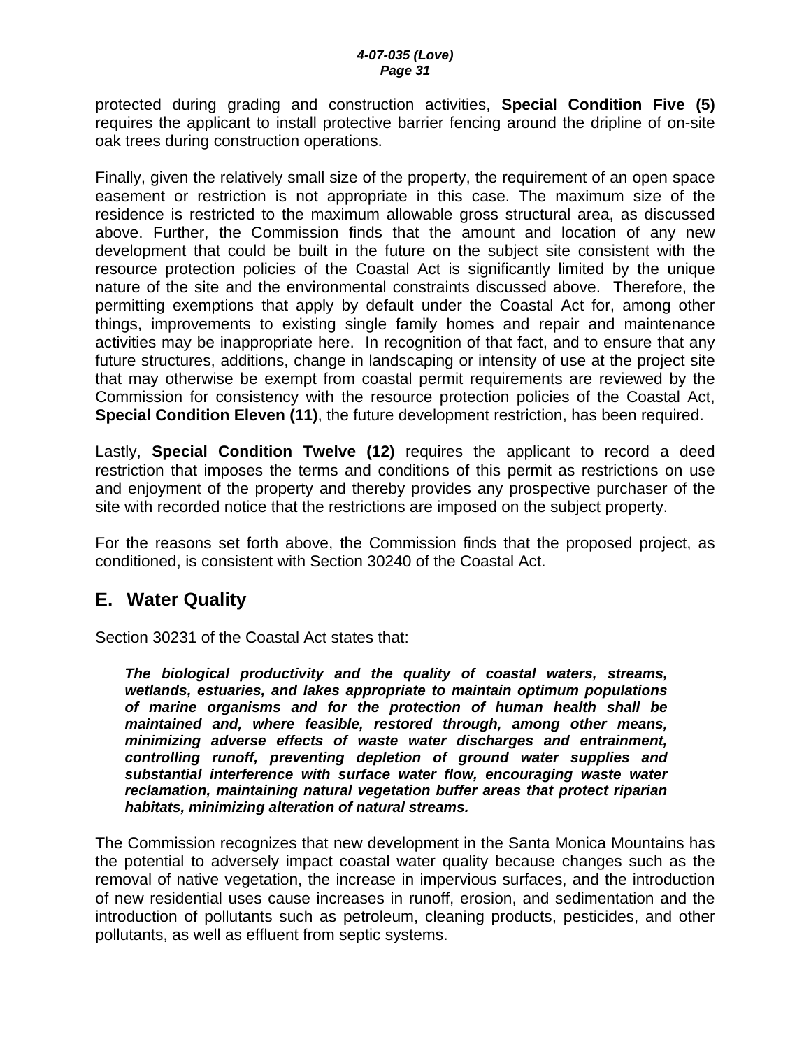protected during grading and construction activities, **Special Condition Five (5)** requires the applicant to install protective barrier fencing around the dripline of on-site oak trees during construction operations.

Finally, given the relatively small size of the property, the requirement of an open space easement or restriction is not appropriate in this case. The maximum size of the residence is restricted to the maximum allowable gross structural area, as discussed above. Further, the Commission finds that the amount and location of any new development that could be built in the future on the subject site consistent with the resource protection policies of the Coastal Act is significantly limited by the unique nature of the site and the environmental constraints discussed above. Therefore, the permitting exemptions that apply by default under the Coastal Act for, among other things, improvements to existing single family homes and repair and maintenance activities may be inappropriate here. In recognition of that fact, and to ensure that any future structures, additions, change in landscaping or intensity of use at the project site that may otherwise be exempt from coastal permit requirements are reviewed by the Commission for consistency with the resource protection policies of the Coastal Act, **Special Condition Eleven (11)**, the future development restriction, has been required.

Lastly, **Special Condition Twelve (12)** requires the applicant to record a deed restriction that imposes the terms and conditions of this permit as restrictions on use and enjoyment of the property and thereby provides any prospective purchaser of the site with recorded notice that the restrictions are imposed on the subject property.

For the reasons set forth above, the Commission finds that the proposed project, as conditioned, is consistent with Section 30240 of the Coastal Act.

## E. Water Quality

Section 30231 of the Coastal Act states that:

> ***The biological productivity and the quality of coastal waters, streams, wetlands, estuaries, and lakes appropriate to maintain optimum populations of marine organisms and for the protection of human health shall be maintained and, where feasible, restored through, among other means, minimizing adverse effects of waste water discharges and entrainment, controlling runoff, preventing depletion of ground water supplies and substantial interference with surface water flow, encouraging waste water reclamation, maintaining natural vegetation buffer areas that protect riparian habitats, minimizing alteration of natural streams.***

The Commission recognizes that new development in the Santa Monica Mountains has the potential to adversely impact coastal water quality because changes such as the removal of native vegetation, the increase in impervious surfaces, and the introduction of new residential uses cause increases in runoff, erosion, and sedimentation and the introduction of pollutants such as petroleum, cleaning products, pesticides, and other pollutants, as well as effluent from septic systems.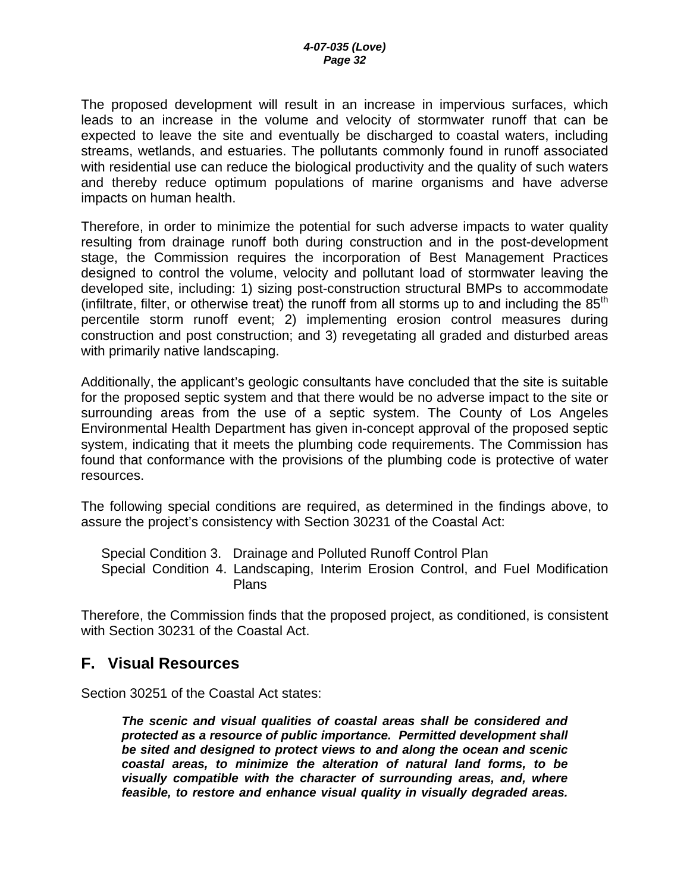The proposed development will result in an increase in impervious surfaces, which leads to an increase in the volume and velocity of stormwater runoff that can be expected to leave the site and eventually be discharged to coastal waters, including streams, wetlands, and estuaries. The pollutants commonly found in runoff associated with residential use can reduce the biological productivity and the quality of such waters and thereby reduce optimum populations of marine organisms and have adverse impacts on human health.

Therefore, in order to minimize the potential for such adverse impacts to water quality resulting from drainage runoff both during construction and in the post-development stage, the Commission requires the incorporation of Best Management Practices designed to control the volume, velocity and pollutant load of stormwater leaving the developed site, including: 1) sizing post-construction structural BMPs to accommodate (infiltrate, filter, or otherwise treat) the runoff from all storms up to and including the 85th percentile storm runoff event; 2) implementing erosion control measures during construction and post construction; and 3) revegetating all graded and disturbed areas with primarily native landscaping.

Additionally, the applicant's geologic consultants have concluded that the site is suitable for the proposed septic system and that there would be no adverse impact to the site or surrounding areas from the use of a septic system. The County of Los Angeles Environmental Health Department has given in-concept approval of the proposed septic system, indicating that it meets the plumbing code requirements. The Commission has found that conformance with the provisions of the plumbing code is protective of water resources.

The following special conditions are required, as determined in the findings above, to assure the project's consistency with Section 30231 of the Coastal Act:

Special Condition 3. Drainage and Polluted Runoff Control Plan
Special Condition 4. Landscaping, Interim Erosion Control, and Fuel Modification Plans

Therefore, the Commission finds that the proposed project, as conditioned, is consistent with Section 30231 of the Coastal Act.

## F. Visual Resources

Section 30251 of the Coastal Act states:

> ***The scenic and visual qualities of coastal areas shall be considered and protected as a resource of public importance. Permitted development shall be sited and designed to protect views to and along the ocean and scenic coastal areas, to minimize the alteration of natural land forms, to be visually compatible with the character of surrounding areas, and, where feasible, to restore and enhance visual quality in visually degraded areas.***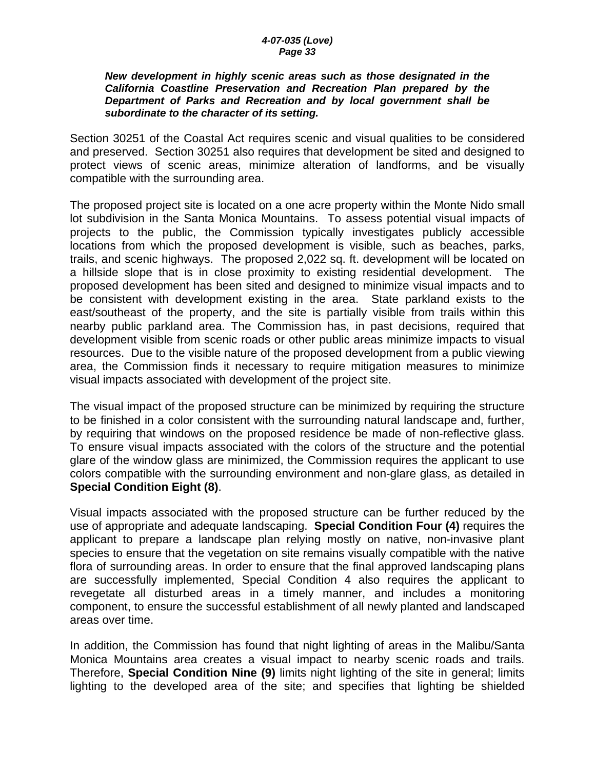***New development in highly scenic areas such as those designated in the California Coastline Preservation and Recreation Plan prepared by the Department of Parks and Recreation and by local government shall be subordinate to the character of its setting.***

Section 30251 of the Coastal Act requires scenic and visual qualities to be considered and preserved. Section 30251 also requires that development be sited and designed to protect views of scenic areas, minimize alteration of landforms, and be visually compatible with the surrounding area.

The proposed project site is located on a one acre property within the Monte Nido small lot subdivision in the Santa Monica Mountains. To assess potential visual impacts of projects to the public, the Commission typically investigates publicly accessible locations from which the proposed development is visible, such as beaches, parks, trails, and scenic highways. The proposed 2,022 sq. ft. development will be located on a hillside slope that is in close proximity to existing residential development. The proposed development has been sited and designed to minimize visual impacts and to be consistent with development existing in the area. State parkland exists to the east/southeast of the property, and the site is partially visible from trails within this nearby public parkland area. The Commission has, in past decisions, required that development visible from scenic roads or other public areas minimize impacts to visual resources. Due to the visible nature of the proposed development from a public viewing area, the Commission finds it necessary to require mitigation measures to minimize visual impacts associated with development of the project site.

The visual impact of the proposed structure can be minimized by requiring the structure to be finished in a color consistent with the surrounding natural landscape and, further, by requiring that windows on the proposed residence be made of non-reflective glass. To ensure visual impacts associated with the colors of the structure and the potential glare of the window glass are minimized, the Commission requires the applicant to use colors compatible with the surrounding environment and non-glare glass, as detailed in **Special Condition Eight (8)**.

Visual impacts associated with the proposed structure can be further reduced by the use of appropriate and adequate landscaping. **Special Condition Four (4)** requires the applicant to prepare a landscape plan relying mostly on native, non-invasive plant species to ensure that the vegetation on site remains visually compatible with the native flora of surrounding areas. In order to ensure that the final approved landscaping plans are successfully implemented, Special Condition 4 also requires the applicant to revegetate all disturbed areas in a timely manner, and includes a monitoring component, to ensure the successful establishment of all newly planted and landscaped areas over time.

In addition, the Commission has found that night lighting of areas in the Malibu/Santa Monica Mountains area creates a visual impact to nearby scenic roads and trails. Therefore, **Special Condition Nine (9)** limits night lighting of the site in general; limits lighting to the developed area of the site; and specifies that lighting be shielded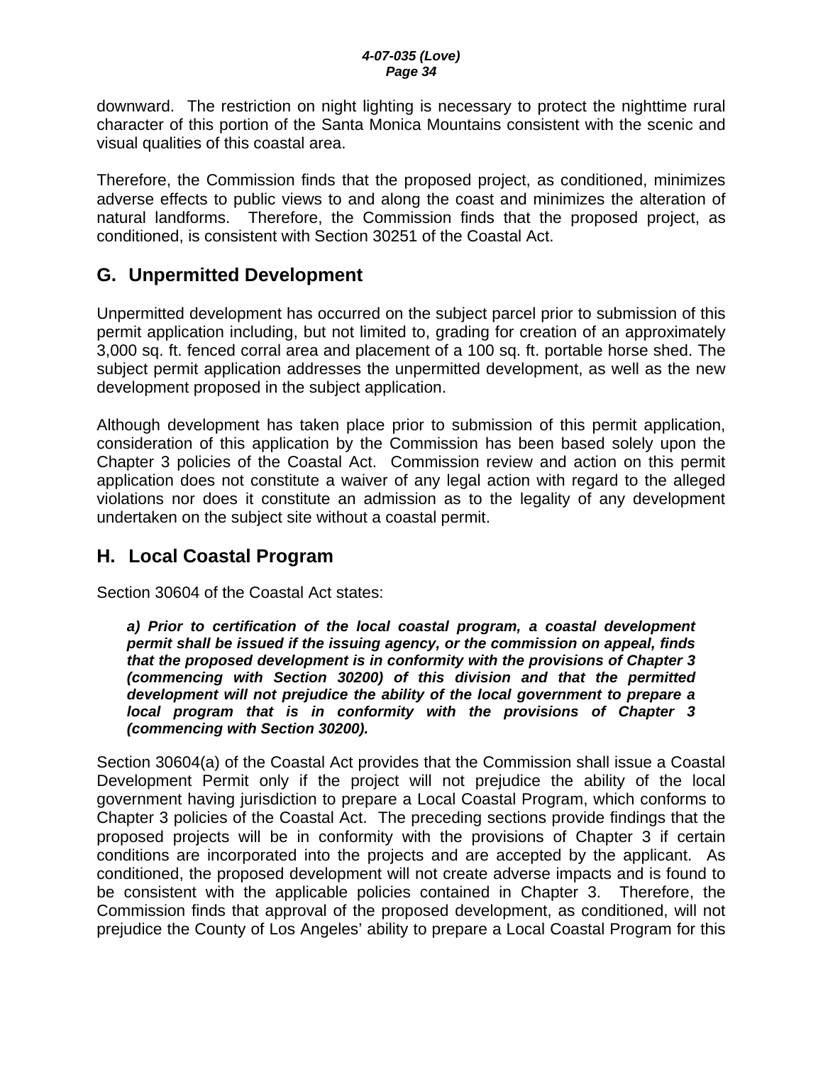downward. The restriction on night lighting is necessary to protect the nighttime rural character of this portion of the Santa Monica Mountains consistent with the scenic and visual qualities of this coastal area.

Therefore, the Commission finds that the proposed project, as conditioned, minimizes adverse effects to public views to and along the coast and minimizes the alteration of natural landforms. Therefore, the Commission finds that the proposed project, as conditioned, is consistent with Section 30251 of the Coastal Act.

## G. Unpermitted Development

Unpermitted development has occurred on the subject parcel prior to submission of this permit application including, but not limited to, grading for creation of an approximately 3,000 sq. ft. fenced corral area and placement of a 100 sq. ft. portable horse shed. The subject permit application addresses the unpermitted development, as well as the new development proposed in the subject application.

Although development has taken place prior to submission of this permit application, consideration of this application by the Commission has been based solely upon the Chapter 3 policies of the Coastal Act. Commission review and action on this permit application does not constitute a waiver of any legal action with regard to the alleged violations nor does it constitute an admission as to the legality of any development undertaken on the subject site without a coastal permit.

## H. Local Coastal Program

Section 30604 of the Coastal Act states:

> ***a) Prior to certification of the local coastal program, a coastal development permit shall be issued if the issuing agency, or the commission on appeal, finds that the proposed development is in conformity with the provisions of Chapter 3 (commencing with Section 30200) of this division and that the permitted development will not prejudice the ability of the local government to prepare a local program that is in conformity with the provisions of Chapter 3 (commencing with Section 30200).***

Section 30604(a) of the Coastal Act provides that the Commission shall issue a Coastal Development Permit only if the project will not prejudice the ability of the local government having jurisdiction to prepare a Local Coastal Program, which conforms to Chapter 3 policies of the Coastal Act. The preceding sections provide findings that the proposed projects will be in conformity with the provisions of Chapter 3 if certain conditions are incorporated into the projects and are accepted by the applicant. As conditioned, the proposed development will not create adverse impacts and is found to be consistent with the applicable policies contained in Chapter 3. Therefore, the Commission finds that approval of the proposed development, as conditioned, will not prejudice the County of Los Angeles' ability to prepare a Local Coastal Program for this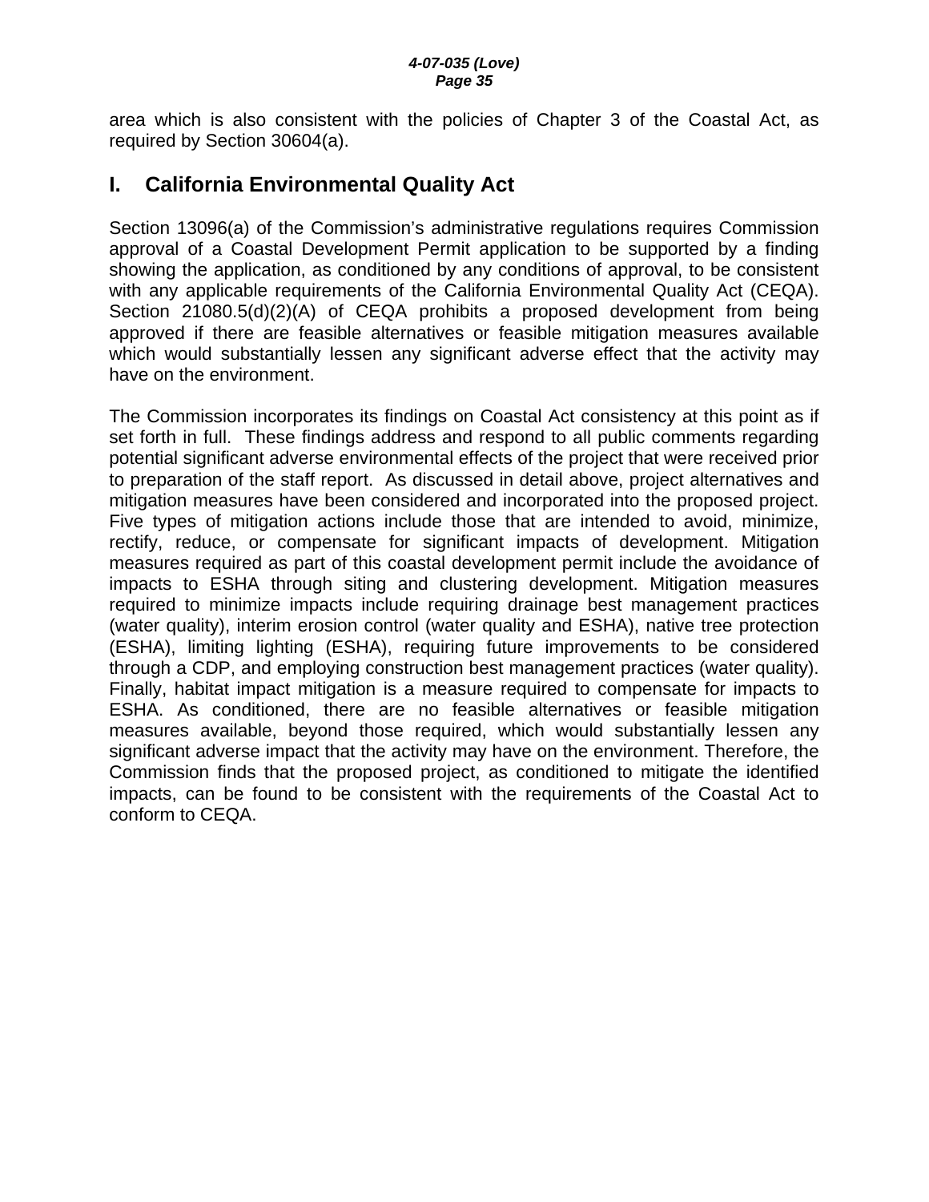area which is also consistent with the policies of Chapter 3 of the Coastal Act, as required by Section 30604(a).

## I. California Environmental Quality Act

Section 13096(a) of the Commission's administrative regulations requires Commission approval of a Coastal Development Permit application to be supported by a finding showing the application, as conditioned by any conditions of approval, to be consistent with any applicable requirements of the California Environmental Quality Act (CEQA). Section 21080.5(d)(2)(A) of CEQA prohibits a proposed development from being approved if there are feasible alternatives or feasible mitigation measures available which would substantially lessen any significant adverse effect that the activity may have on the environment.

The Commission incorporates its findings on Coastal Act consistency at this point as if set forth in full. These findings address and respond to all public comments regarding potential significant adverse environmental effects of the project that were received prior to preparation of the staff report. As discussed in detail above, project alternatives and mitigation measures have been considered and incorporated into the proposed project. Five types of mitigation actions include those that are intended to avoid, minimize, rectify, reduce, or compensate for significant impacts of development. Mitigation measures required as part of this coastal development permit include the avoidance of impacts to ESHA through siting and clustering development. Mitigation measures required to minimize impacts include requiring drainage best management practices (water quality), interim erosion control (water quality and ESHA), native tree protection (ESHA), limiting lighting (ESHA), requiring future improvements to be considered through a CDP, and employing construction best management practices (water quality). Finally, habitat impact mitigation is a measure required to compensate for impacts to ESHA. As conditioned, there are no feasible alternatives or feasible mitigation measures available, beyond those required, which would substantially lessen any significant adverse impact that the activity may have on the environment. Therefore, the Commission finds that the proposed project, as conditioned to mitigate the identified impacts, can be found to be consistent with the requirements of the Coastal Act to conform to CEQA.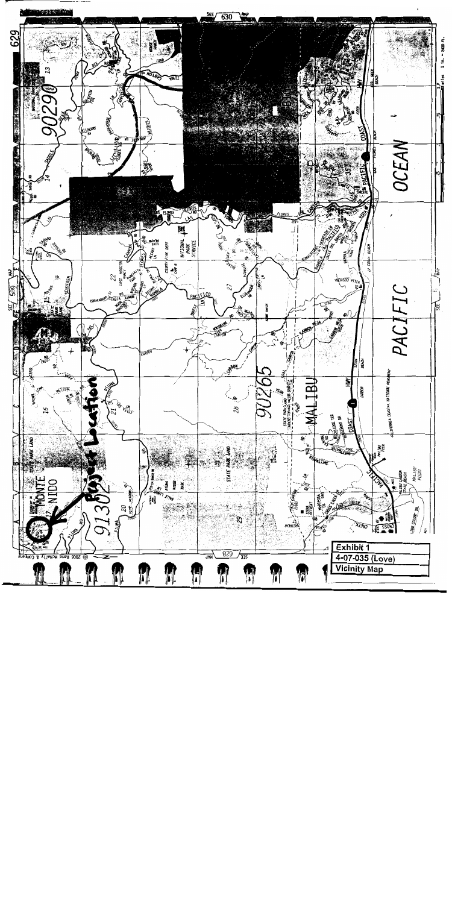Exhibit 1
4-07-035 (Love)
Vicinity Map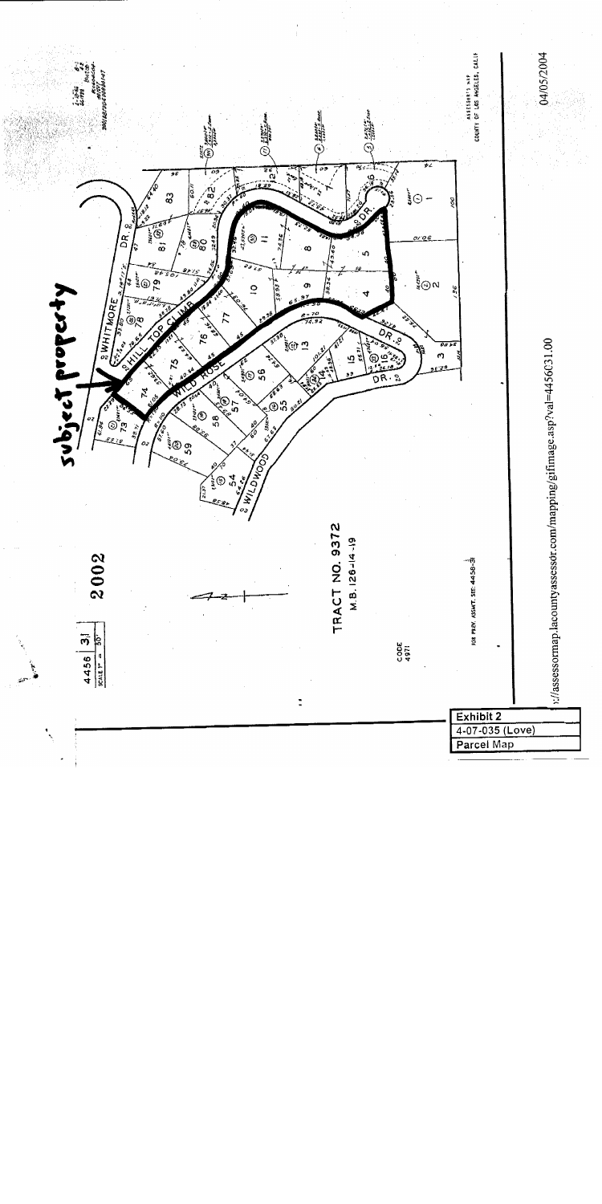subject property

4456 | 31

SCALE 1" = 50'

2002

TRACT NO. 9372

M.B. 126-14-19

CODE 4971

FOR PREV. ASSMT. SEE: 4456-31

HILL TOP CLIMB

WHITMORE DR.

WILD ROSE DR.

WILDWOOD DR.

ASSESSOR'S MAP
COUNTY OF LOS ANGELES, CALIF.

04/05/2004

://assessormap.lacountyassessor.com/mapping/gifimage.asp?val=4456031.00

| Exhibit 2 |
|---|
| 4-07-035 (Love) |
| Parcel Map |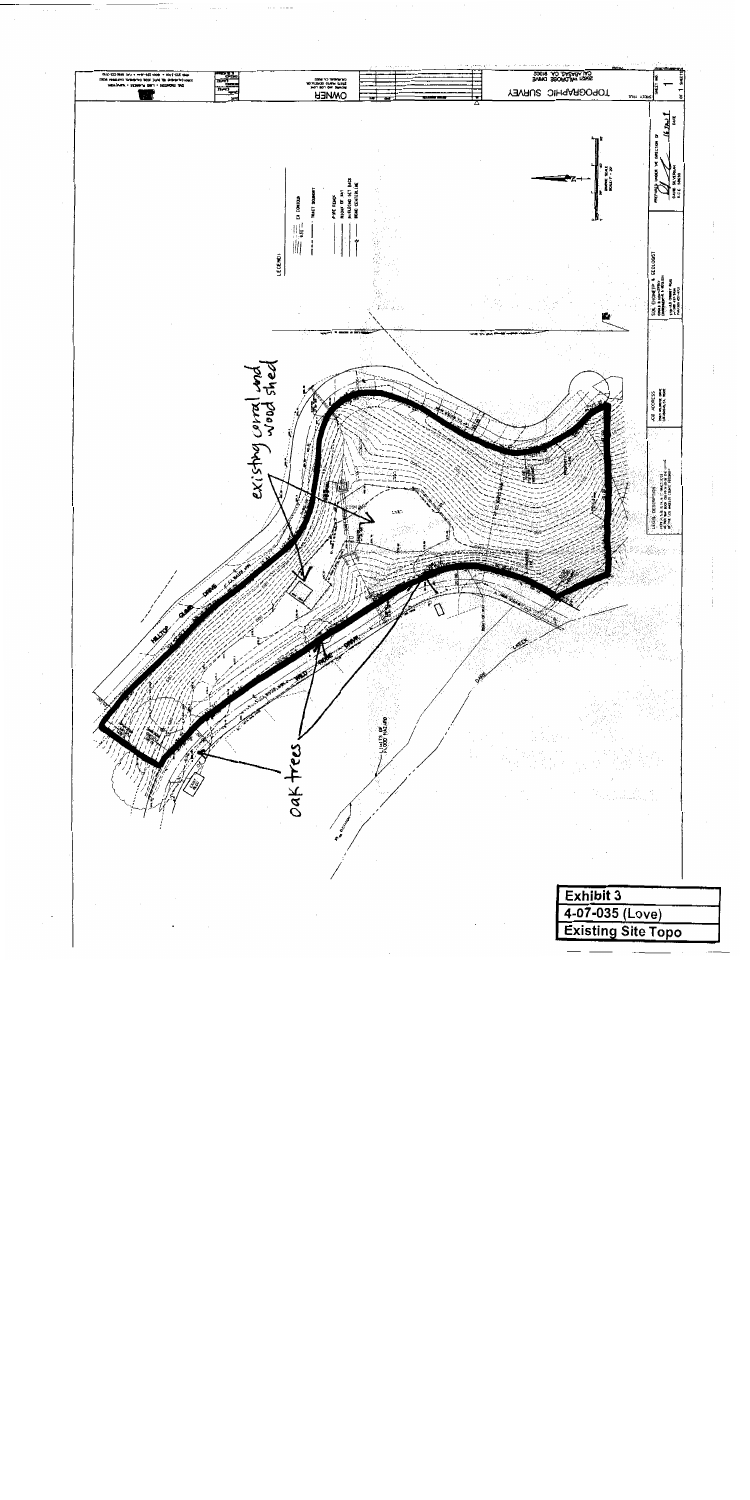existing corral and wood shed

oak trees

| Exhibit 3 |
| --- |
| 4-07-035 (Love) |
| Existing Site Topo |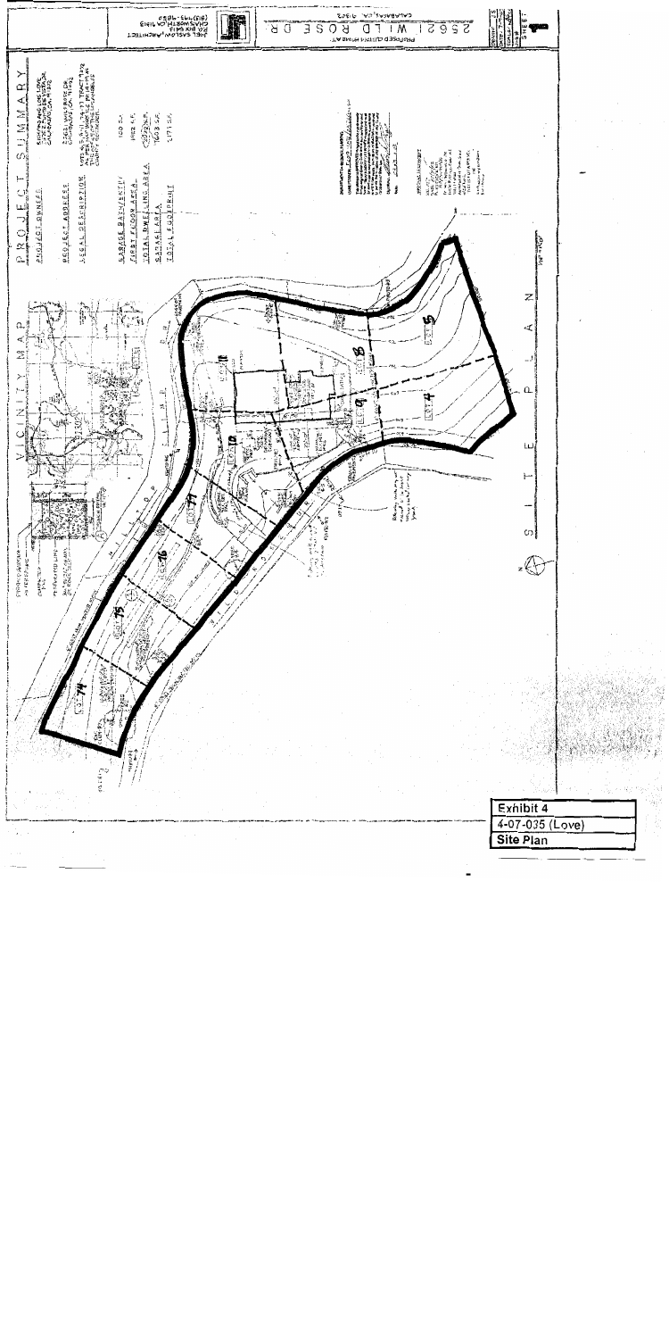Exhibit 4

4-07-035 (Love)

Site Plan

SITE PLAN

VICINITY MAP

PROJECT SUMMARY

PROJECT OWNER:

PROJECT ADDRESS:

LEGAL DESCRIPTION:

GARAGE BASEMENT

FIRST FLOOR AREA

TOTAL DWELLING AREA

GARAGE AREA

TOTAL FOOTPRINT

25621 WILD ROSE DR

CALABASAS, CA 91302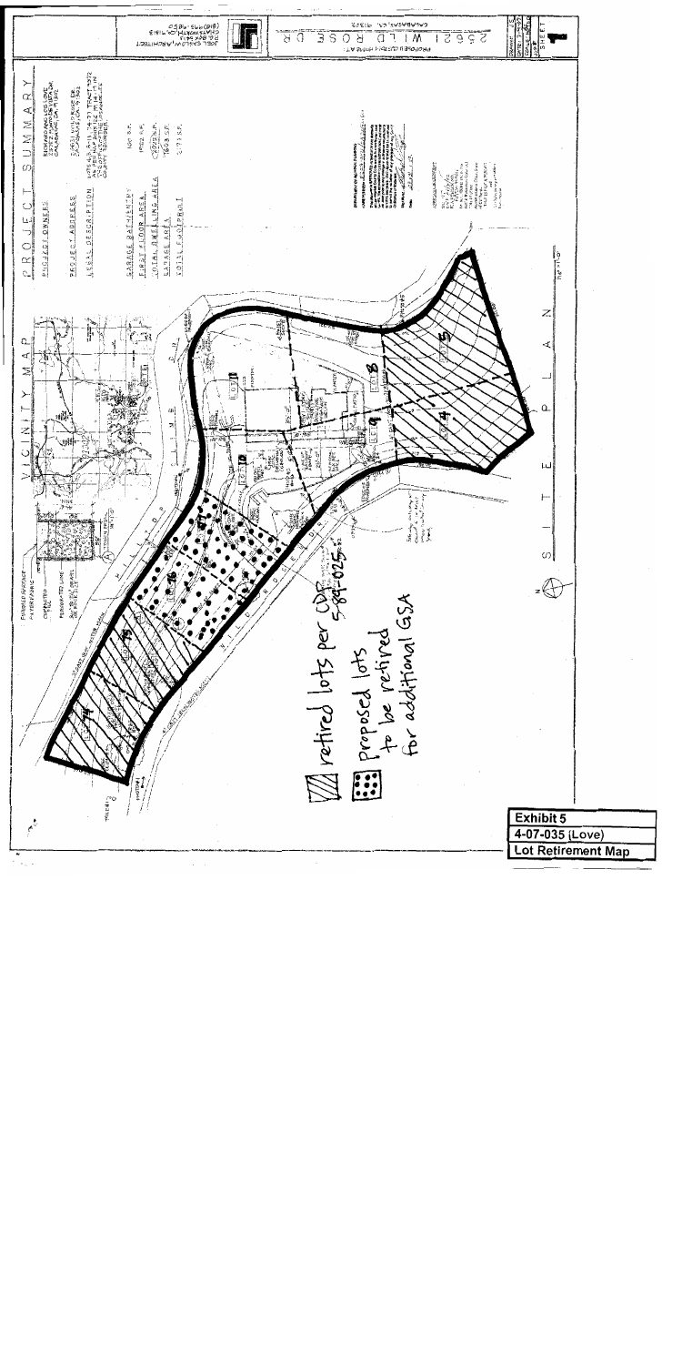PROJECT SUMMARY

PROJECT OWNERS: RICHARD AND KRIS LOVE

PROJECT ADDRESS: 25621 WILD ROSE DR. CALABASAS, CA 91302

LEGAL DESCRIPTION

GARAGE BATHROOM: 100 S.F.

FIRST FLOOR AREA: 1552 S.F.

TOTAL DWELLING AREA: 1652 S.F.

GARAGE AREA

TOTAL FOOTPRINT: 2,713 S.F.

VICINITY MAP

SITE PLAN

WILD ROSE DR

25621 WILD ROSE DR

PROPOSED CUSTOM HOME AT:

CALABASAS, CA 91302

retired lots per CDP 5-89-025

Proposed lots to be retired for additional GSA

Exhibit 5

4-07-035 (Love)

Lot Retirement Map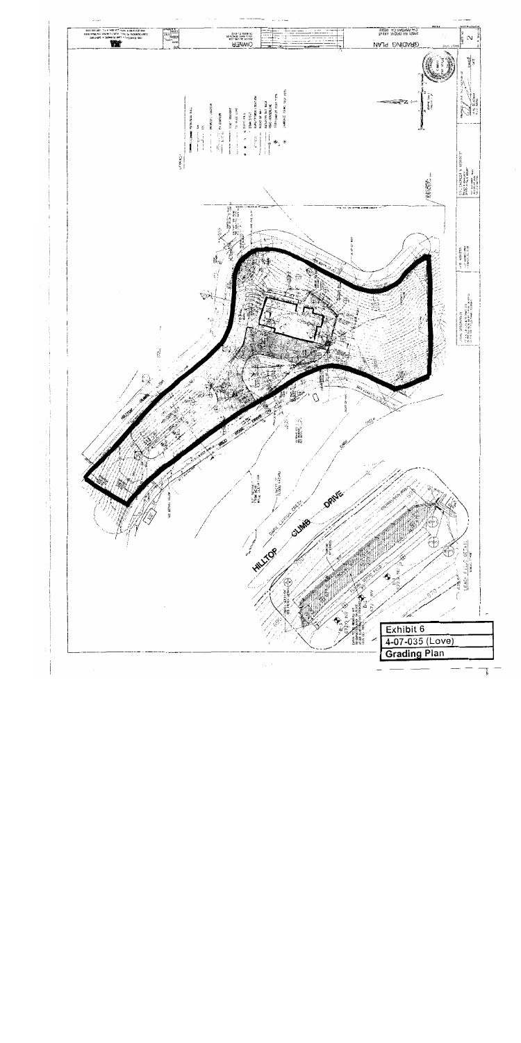Exhibit 6

4-07-035 (Love)

Grading Plan

HILLTOP CLIMB DRIVE

GRADING PLAN

OWNER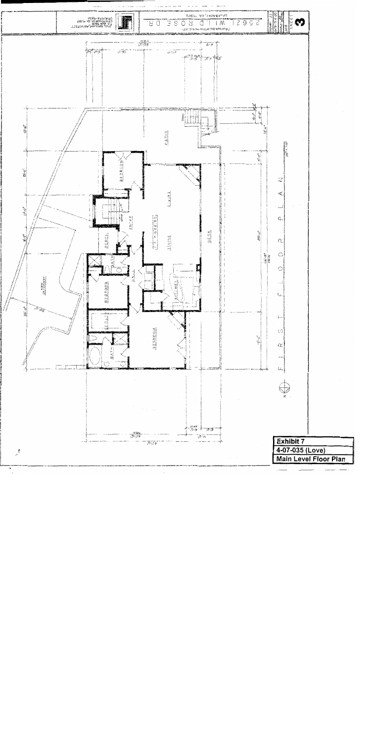FIRST FLOOR PLAN

25621 WILD ROSE DR

CALABASAS, CA 91302

BEDROOM

LIVING

ENTRY

PORCH

DINING

DECK

PATIO

BATH

HALL

BEDROOM

KITCHEN

CLOSET

BATH

BEDROOM

NEW DRIVEWAY

**Exhibit 7**

**4-07-035 (Love)**

**Main Level Floor Plan**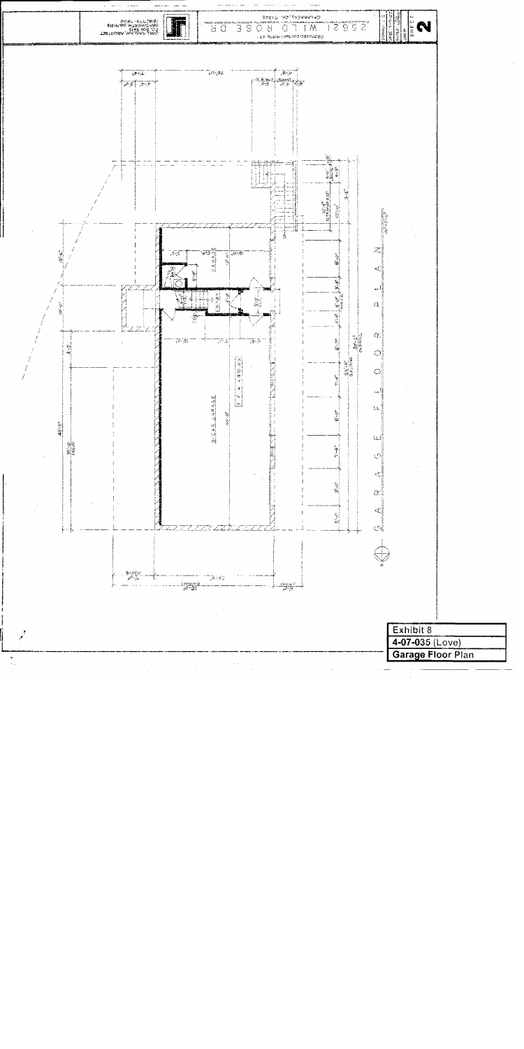# GARAGE FLOOR PLAN

2-CAR GARAGE

F.F. = 280.00

GARAGE

LAUNDRY

ENTRY

JOEL KAGAWA, ARCHITECT

PROPOSED CUSTOM HOME AT:

25621 WILDROSE DR

CALABASAS, CA 91302

SHEET 2

Exhibit 8

4-07-035 (Love)

Garage Floor Plan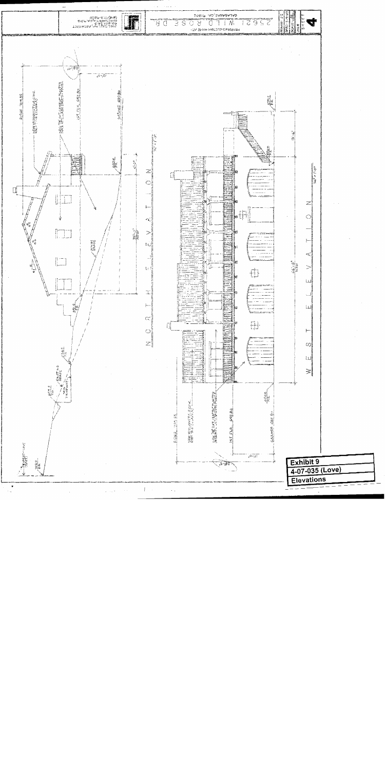**Exhibit 9**

**4-07-035 (Love)**

**Elevations**

NORTH ELEVATION

WEST ELEVATION

PROPOSED GARAGE/STUDIO FOR

25621 WILD ROSE DR

CALABASAS, CA 91302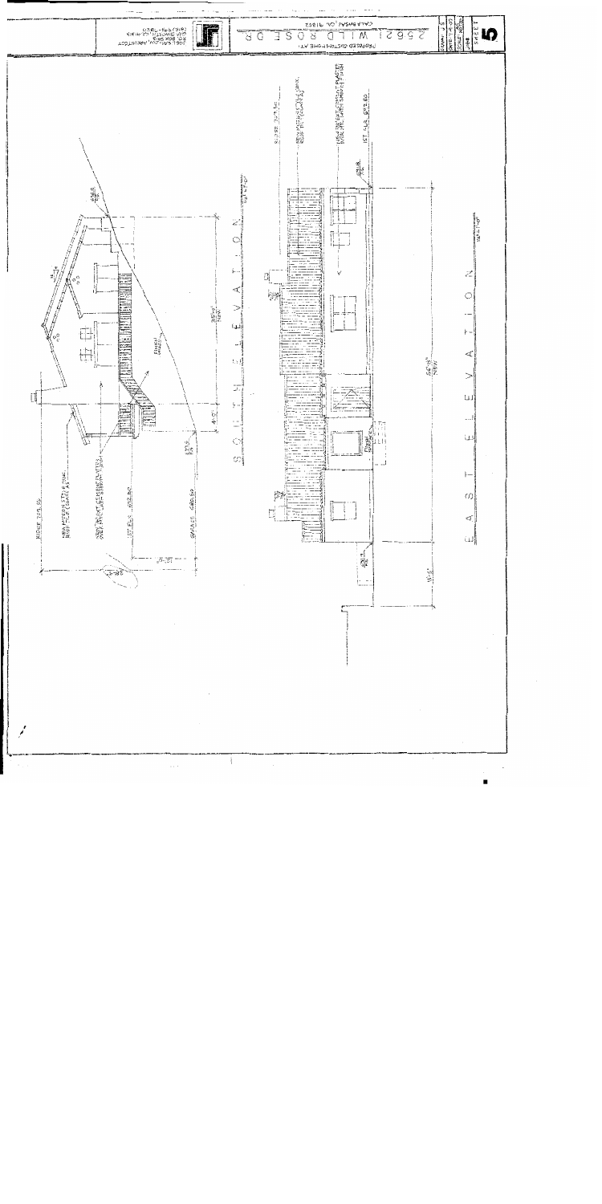JOEL KAPLAN, ARCHITECT
P.O. BOX 5853
SHERMAN OAKS, CA 91413
(818) 784-0510

2 5 6 2 1 W I L D R O S E D R
CALABASAS, CA. 91302
PROPOSED CUSTOM HOME AT:

SHEET 5

S O U T H E L E V A T I O N
1/4" = 1'-0"

RIDGE 925.00

NEW MODERN STYLE ZINC ROOF PER CLIENT A'S

NEW 3-COAT CEMENT PLASTER OVER STUD, LATH-SMOOTH FINISH

1ST FLR. 892.50

GARAGE 880.50

FINISH GRADE

E A S T E L E V A T I O N
1/4" = 1'-0"

SLOPE 3/12 MIN

NEW MODERN STYLE ZINC ROOF PER CLIENT A'S

NEW 3-COAT CEMENT PLASTER OVER STUD, LATH-SMOOTH FINISH

1ST FLR. 892.50

FINISH GRADE